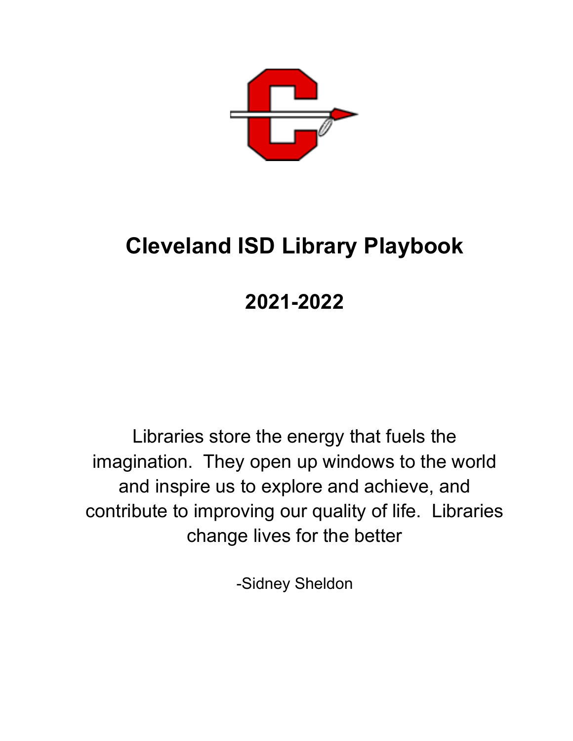# Cleveland ISD Library Playbook

## 2021-2022

Libraries store the energy that fuels the imagination. They open up windows to the world and inspire us to explore and achieve, and contribute to improving our quality of life. Libraries change lives for the better

-Sidney Sheldon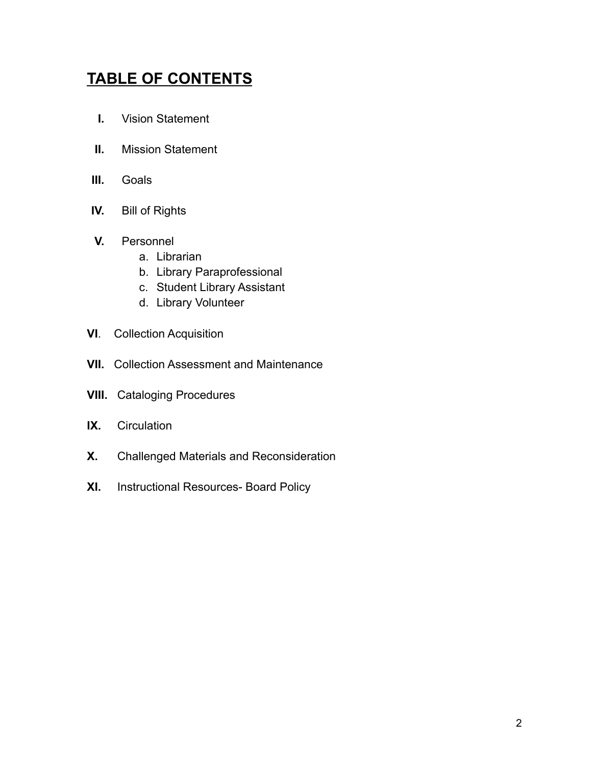# TABLE OF CONTENTS

**I.** Vision Statement

**II.** Mission Statement

**III.** Goals

**IV.** Bill of Rights

**V.** Personnel
   a. Librarian
   b. Library Paraprofessional
   c. Student Library Assistant
   d. Library Volunteer

**VI**. Collection Acquisition

**VII.** Collection Assessment and Maintenance

**VIII.** Cataloging Procedures

**IX.** Circulation

**X.** Challenged Materials and Reconsideration

**XI.** Instructional Resources- Board Policy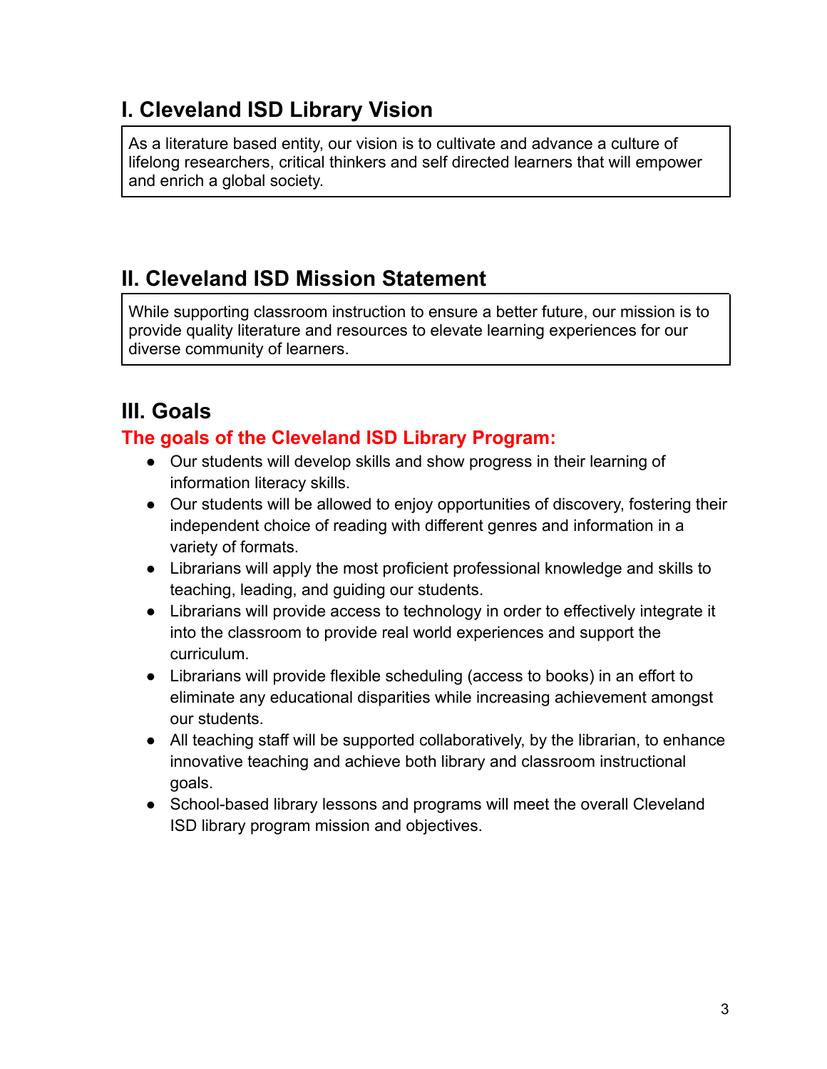## I. Cleveland ISD Library Vision

As a literature based entity, our vision is to cultivate and advance a culture of lifelong researchers, critical thinkers and self directed learners that will empower and enrich a global society.

## II. Cleveland ISD Mission Statement

While supporting classroom instruction to ensure a better future, our mission is to provide quality literature and resources to elevate learning experiences for our diverse community of learners.

## III. Goals

### The goals of the Cleveland ISD Library Program:

- Our students will develop skills and show progress in their learning of information literacy skills.
- Our students will be allowed to enjoy opportunities of discovery, fostering their independent choice of reading with different genres and information in a variety of formats.
- Librarians will apply the most proficient professional knowledge and skills to teaching, leading, and guiding our students.
- Librarians will provide access to technology in order to effectively integrate it into the classroom to provide real world experiences and support the curriculum.
- Librarians will provide flexible scheduling (access to books) in an effort to eliminate any educational disparities while increasing achievement amongst our students.
- All teaching staff will be supported collaboratively, by the librarian, to enhance innovative teaching and achieve both library and classroom instructional goals.
- School-based library lessons and programs will meet the overall Cleveland ISD library program mission and objectives.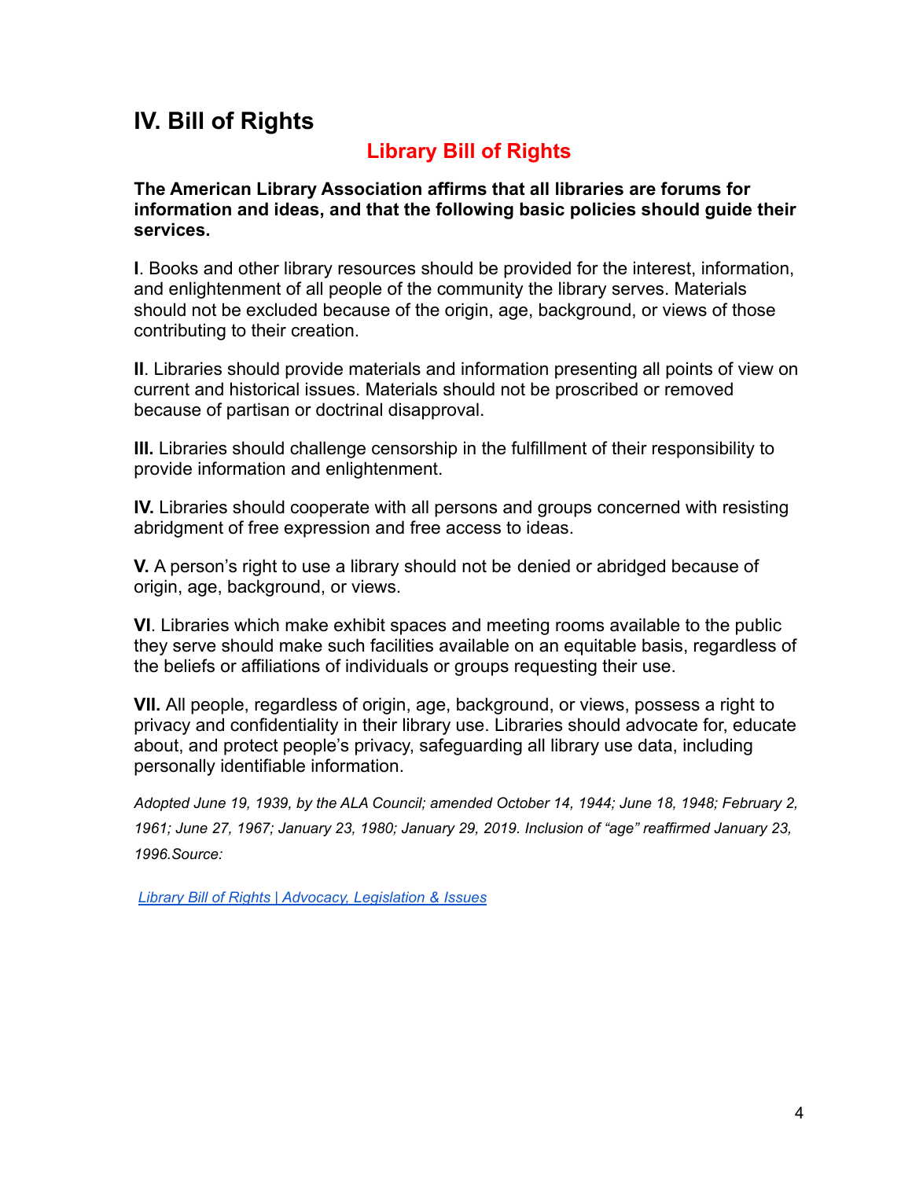## IV. Bill of Rights

### Library Bill of Rights

**The American Library Association affirms that all libraries are forums for information and ideas, and that the following basic policies should guide their services.**

**I**. Books and other library resources should be provided for the interest, information, and enlightenment of all people of the community the library serves. Materials should not be excluded because of the origin, age, background, or views of those contributing to their creation.

**II**. Libraries should provide materials and information presenting all points of view on current and historical issues. Materials should not be proscribed or removed because of partisan or doctrinal disapproval.

**III.** Libraries should challenge censorship in the fulfillment of their responsibility to provide information and enlightenment.

**IV.** Libraries should cooperate with all persons and groups concerned with resisting abridgment of free expression and free access to ideas.

**V.** A person's right to use a library should not be denied or abridged because of origin, age, background, or views.

**VI**. Libraries which make exhibit spaces and meeting rooms available to the public they serve should make such facilities available on an equitable basis, regardless of the beliefs or affiliations of individuals or groups requesting their use.

**VII.** All people, regardless of origin, age, background, or views, possess a right to privacy and confidentiality in their library use. Libraries should advocate for, educate about, and protect people's privacy, safeguarding all library use data, including personally identifiable information.

*Adopted June 19, 1939, by the ALA Council; amended October 14, 1944; June 18, 1948; February 2, 1961; June 27, 1967; January 23, 1980; January 29, 2019. Inclusion of "age" reaffirmed January 23, 1996.Source:*

*[Library Bill of Rights | Advocacy, Legislation & Issues]*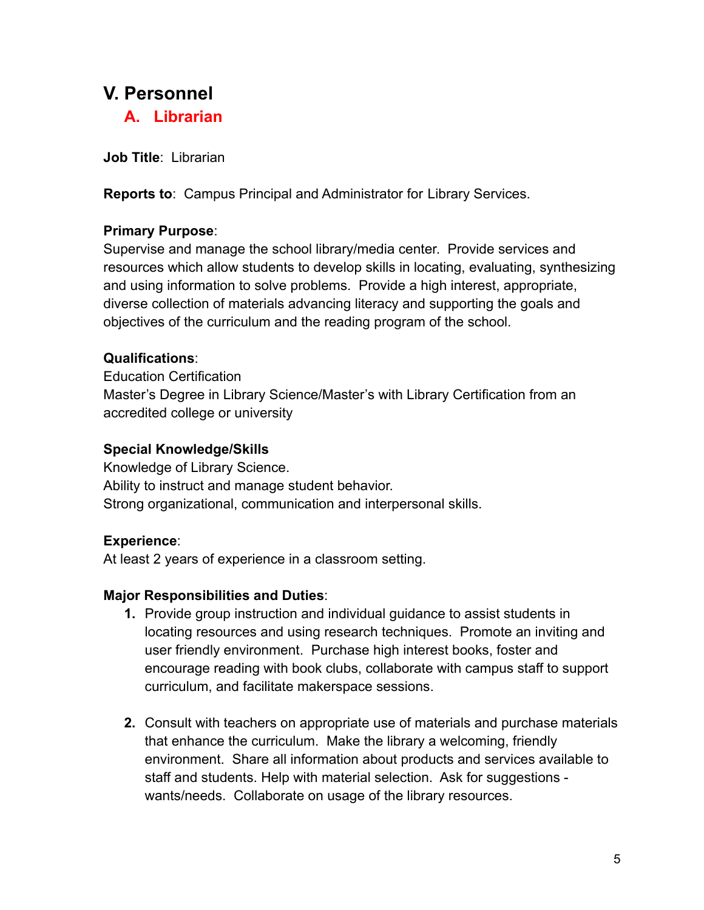# V. Personnel

## A. Librarian

**Job Title**: Librarian

**Reports to**: Campus Principal and Administrator for Library Services.

**Primary Purpose**:
Supervise and manage the school library/media center. Provide services and resources which allow students to develop skills in locating, evaluating, synthesizing and using information to solve problems. Provide a high interest, appropriate, diverse collection of materials advancing literacy and supporting the goals and objectives of the curriculum and the reading program of the school.

**Qualifications**:
Education Certification
Master's Degree in Library Science/Master's with Library Certification from an accredited college or university

**Special Knowledge/Skills**
Knowledge of Library Science.
Ability to instruct and manage student behavior.
Strong organizational, communication and interpersonal skills.

**Experience**:
At least 2 years of experience in a classroom setting.

**Major Responsibilities and Duties**:

1. Provide group instruction and individual guidance to assist students in locating resources and using research techniques. Promote an inviting and user friendly environment. Purchase high interest books, foster and encourage reading with book clubs, collaborate with campus staff to support curriculum, and facilitate makerspace sessions.

2. Consult with teachers on appropriate use of materials and purchase materials that enhance the curriculum. Make the library a welcoming, friendly environment. Share all information about products and services available to staff and students. Help with material selection. Ask for suggestions - wants/needs. Collaborate on usage of the library resources.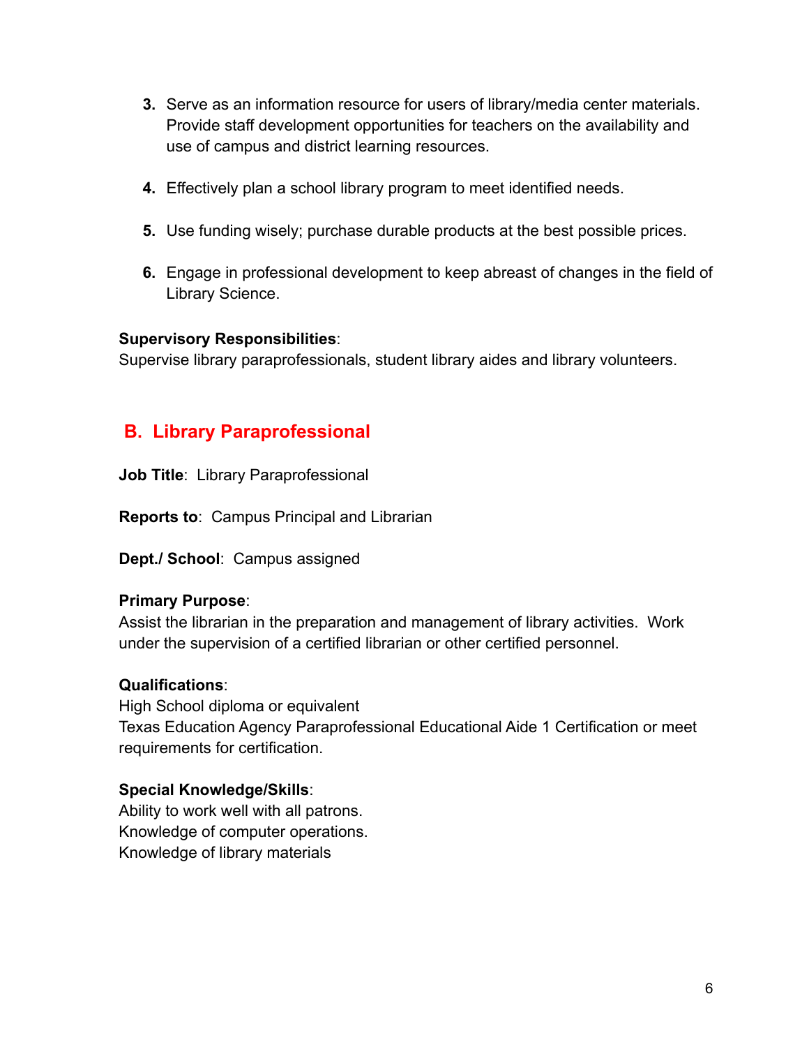3. Serve as an information resource for users of library/media center materials. Provide staff development opportunities for teachers on the availability and use of campus and district learning resources.

4. Effectively plan a school library program to meet identified needs.

5. Use funding wisely; purchase durable products at the best possible prices.

6. Engage in professional development to keep abreast of changes in the field of Library Science.

**Supervisory Responsibilities**:
Supervise library paraprofessionals, student library aides and library volunteers.

## B. Library Paraprofessional

**Job Title**: Library Paraprofessional

**Reports to**: Campus Principal and Librarian

**Dept./ School**: Campus assigned

**Primary Purpose**:
Assist the librarian in the preparation and management of library activities. Work under the supervision of a certified librarian or other certified personnel.

**Qualifications**:
High School diploma or equivalent
Texas Education Agency Paraprofessional Educational Aide 1 Certification or meet requirements for certification.

**Special Knowledge/Skills**:
Ability to work well with all patrons.
Knowledge of computer operations.
Knowledge of library materials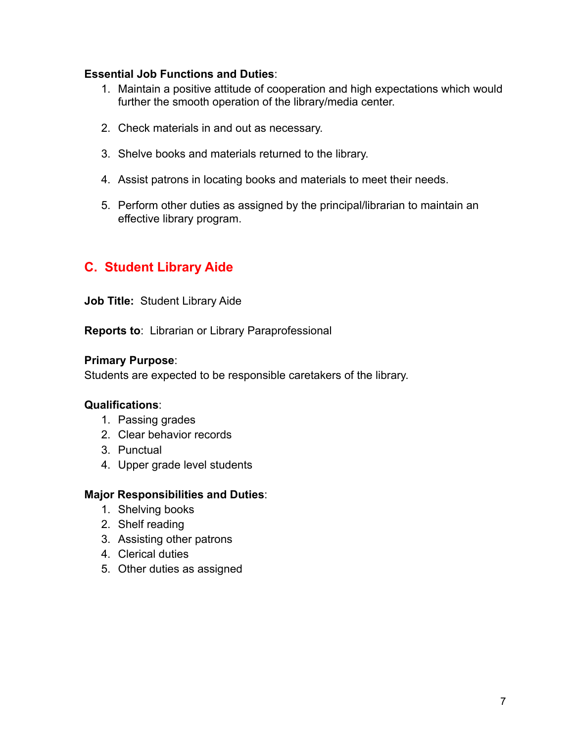**Essential Job Functions and Duties**:

1. Maintain a positive attitude of cooperation and high expectations which would further the smooth operation of the library/media center.

2. Check materials in and out as necessary.

3. Shelve books and materials returned to the library.

4. Assist patrons in locating books and materials to meet their needs.

5. Perform other duties as assigned by the principal/librarian to maintain an effective library program.

## C. Student Library Aide

**Job Title:** Student Library Aide

**Reports to**: Librarian or Library Paraprofessional

**Primary Purpose**:
Students are expected to be responsible caretakers of the library.

**Qualifications**:

1. Passing grades
2. Clear behavior records
3. Punctual
4. Upper grade level students

**Major Responsibilities and Duties**:

1. Shelving books
2. Shelf reading
3. Assisting other patrons
4. Clerical duties
5. Other duties as assigned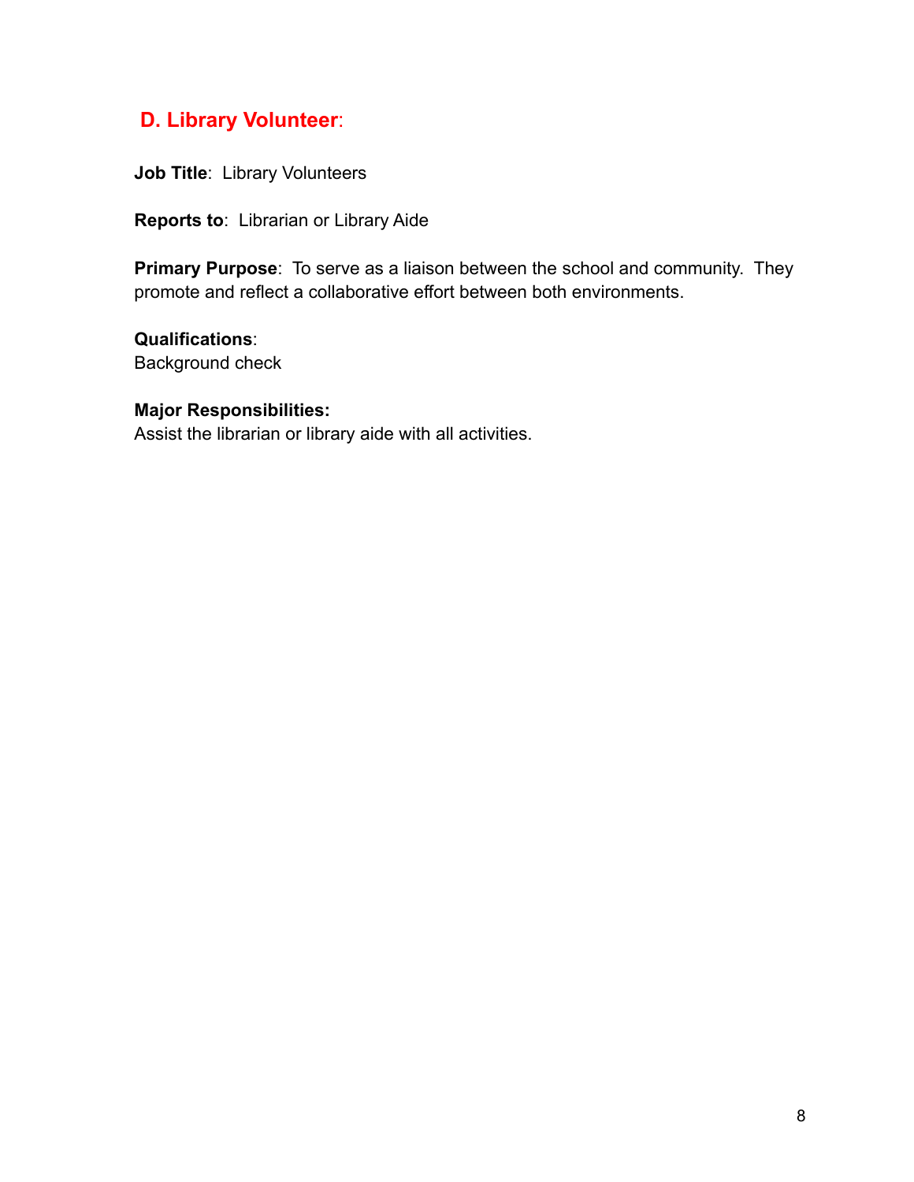## D. Library Volunteer:

**Job Title**: Library Volunteers

**Reports to**: Librarian or Library Aide

**Primary Purpose**: To serve as a liaison between the school and community. They promote and reflect a collaborative effort between both environments.

**Qualifications**:
Background check

**Major Responsibilities:**
Assist the librarian or library aide with all activities.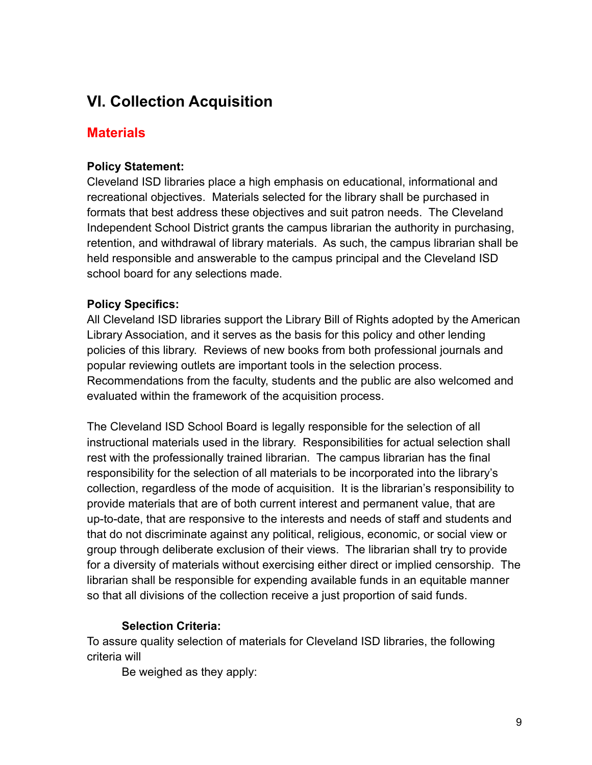## VI. Collection Acquisition

### Materials

**Policy Statement:**
Cleveland ISD libraries place a high emphasis on educational, informational and recreational objectives. Materials selected for the library shall be purchased in formats that best address these objectives and suit patron needs. The Cleveland Independent School District grants the campus librarian the authority in purchasing, retention, and withdrawal of library materials. As such, the campus librarian shall be held responsible and answerable to the campus principal and the Cleveland ISD school board for any selections made.

**Policy Specifics:**
All Cleveland ISD libraries support the Library Bill of Rights adopted by the American Library Association, and it serves as the basis for this policy and other lending policies of this library. Reviews of new books from both professional journals and popular reviewing outlets are important tools in the selection process. Recommendations from the faculty, students and the public are also welcomed and evaluated within the framework of the acquisition process.

The Cleveland ISD School Board is legally responsible for the selection of all instructional materials used in the library. Responsibilities for actual selection shall rest with the professionally trained librarian. The campus librarian has the final responsibility for the selection of all materials to be incorporated into the library's collection, regardless of the mode of acquisition. It is the librarian's responsibility to provide materials that are of both current interest and permanent value, that are up-to-date, that are responsive to the interests and needs of staff and students and that do not discriminate against any political, religious, economic, or social view or group through deliberate exclusion of their views. The librarian shall try to provide for a diversity of materials without exercising either direct or implied censorship. The librarian shall be responsible for expending available funds in an equitable manner so that all divisions of the collection receive a just proportion of said funds.

**Selection Criteria:**
To assure quality selection of materials for Cleveland ISD libraries, the following criteria will
Be weighed as they apply: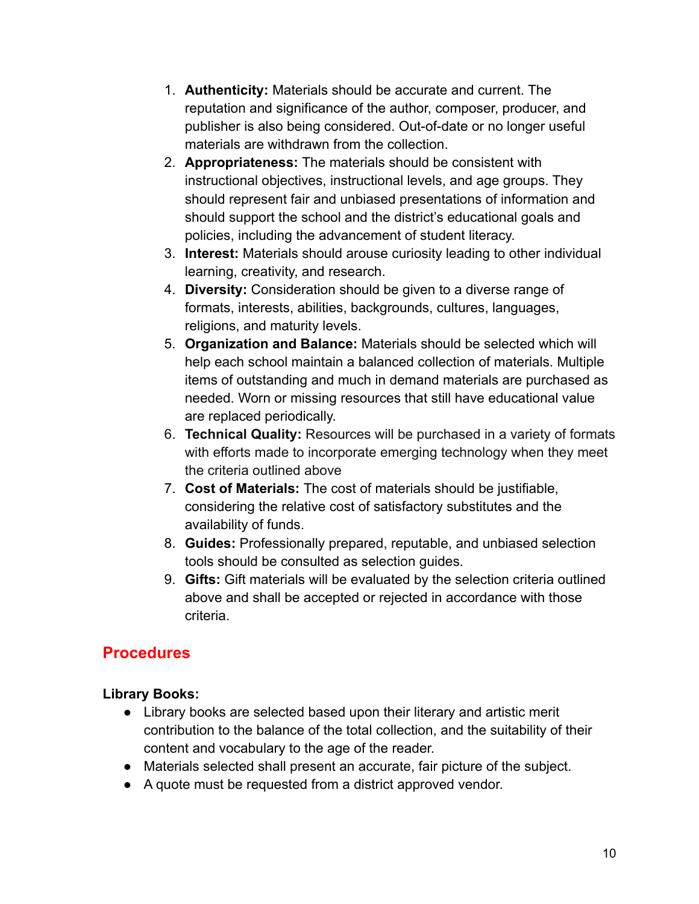1. **Authenticity:** Materials should be accurate and current. The reputation and significance of the author, composer, producer, and publisher is also being considered. Out-of-date or no longer useful materials are withdrawn from the collection.
2. **Appropriateness:** The materials should be consistent with instructional objectives, instructional levels, and age groups. They should represent fair and unbiased presentations of information and should support the school and the district's educational goals and policies, including the advancement of student literacy.
3. **Interest:** Materials should arouse curiosity leading to other individual learning, creativity, and research.
4. **Diversity:** Consideration should be given to a diverse range of formats, interests, abilities, backgrounds, cultures, languages, religions, and maturity levels.
5. **Organization and Balance:** Materials should be selected which will help each school maintain a balanced collection of materials. Multiple items of outstanding and much in demand materials are purchased as needed. Worn or missing resources that still have educational value are replaced periodically.
6. **Technical Quality:** Resources will be purchased in a variety of formats with efforts made to incorporate emerging technology when they meet the criteria outlined above
7. **Cost of Materials:** The cost of materials should be justifiable, considering the relative cost of satisfactory substitutes and the availability of funds.
8. **Guides:** Professionally prepared, reputable, and unbiased selection tools should be consulted as selection guides.
9. **Gifts:** Gift materials will be evaluated by the selection criteria outlined above and shall be accepted or rejected in accordance with those criteria.

## Procedures

**Library Books:**

- Library books are selected based upon their literary and artistic merit contribution to the balance of the total collection, and the suitability of their content and vocabulary to the age of the reader.
- Materials selected shall present an accurate, fair picture of the subject.
- A quote must be requested from a district approved vendor.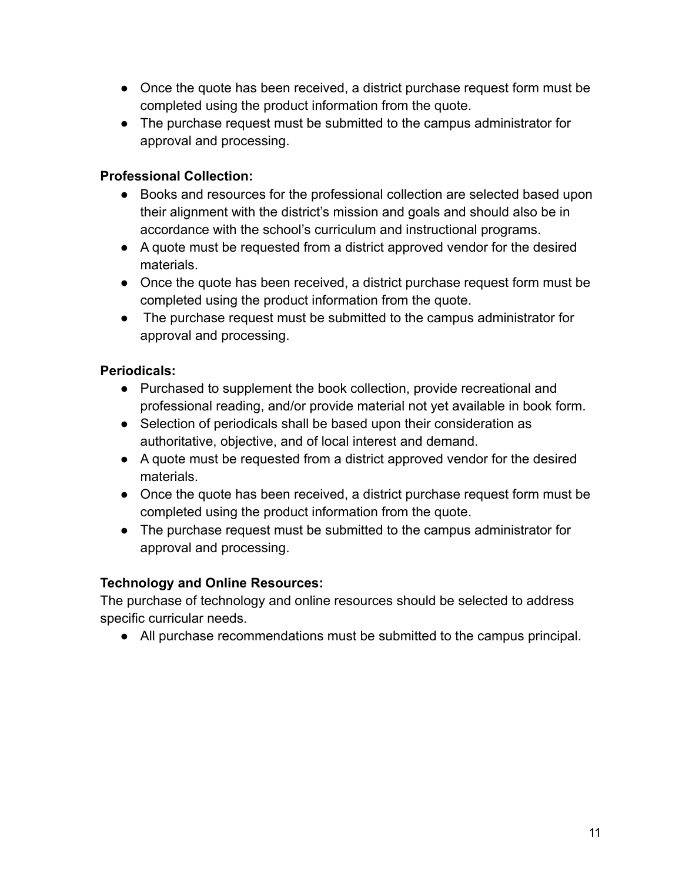- Once the quote has been received, a district purchase request form must be completed using the product information from the quote.
- The purchase request must be submitted to the campus administrator for approval and processing.

**Professional Collection:**

- Books and resources for the professional collection are selected based upon their alignment with the district's mission and goals and should also be in accordance with the school's curriculum and instructional programs.
- A quote must be requested from a district approved vendor for the desired materials.
- Once the quote has been received, a district purchase request form must be completed using the product information from the quote.
- The purchase request must be submitted to the campus administrator for approval and processing.

**Periodicals:**

- Purchased to supplement the book collection, provide recreational and professional reading, and/or provide material not yet available in book form.
- Selection of periodicals shall be based upon their consideration as authoritative, objective, and of local interest and demand.
- A quote must be requested from a district approved vendor for the desired materials.
- Once the quote has been received, a district purchase request form must be completed using the product information from the quote.
- The purchase request must be submitted to the campus administrator for approval and processing.

**Technology and Online Resources:**

The purchase of technology and online resources should be selected to address specific curricular needs.

- All purchase recommendations must be submitted to the campus principal.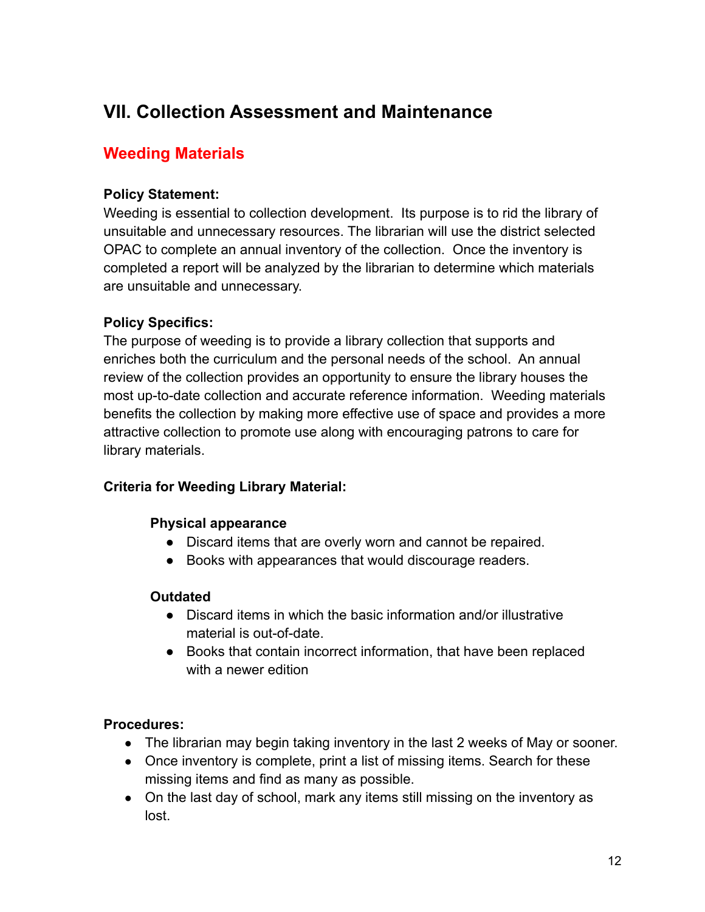# VII. Collection Assessment and Maintenance

## Weeding Materials

**Policy Statement:**
Weeding is essential to collection development. Its purpose is to rid the library of unsuitable and unnecessary resources. The librarian will use the district selected OPAC to complete an annual inventory of the collection. Once the inventory is completed a report will be analyzed by the librarian to determine which materials are unsuitable and unnecessary.

**Policy Specifics:**
The purpose of weeding is to provide a library collection that supports and enriches both the curriculum and the personal needs of the school. An annual review of the collection provides an opportunity to ensure the library houses the most up-to-date collection and accurate reference information. Weeding materials benefits the collection by making more effective use of space and provides a more attractive collection to promote use along with encouraging patrons to care for library materials.

**Criteria for Weeding Library Material:**

**Physical appearance**

- Discard items that are overly worn and cannot be repaired.
- Books with appearances that would discourage readers.

**Outdated**

- Discard items in which the basic information and/or illustrative material is out-of-date.
- Books that contain incorrect information, that have been replaced with a newer edition

**Procedures:**

- The librarian may begin taking inventory in the last 2 weeks of May or sooner.
- Once inventory is complete, print a list of missing items. Search for these missing items and find as many as possible.
- On the last day of school, mark any items still missing on the inventory as lost.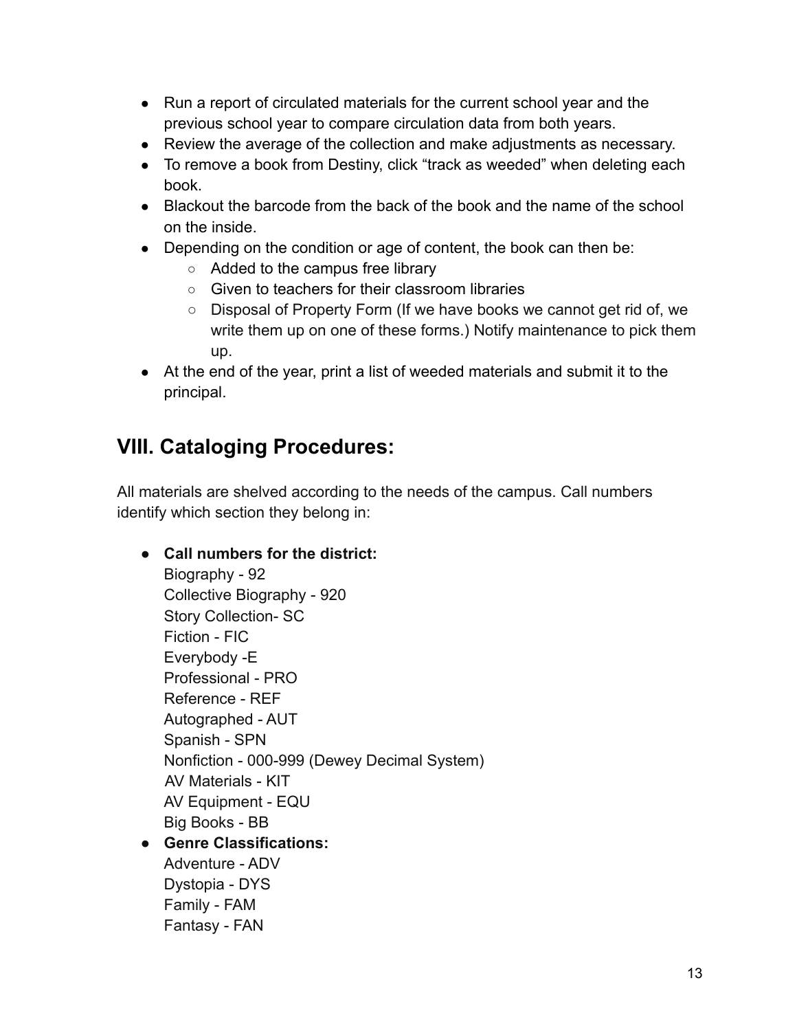- Run a report of circulated materials for the current school year and the previous school year to compare circulation data from both years.
- Review the average of the collection and make adjustments as necessary.
- To remove a book from Destiny, click "track as weeded" when deleting each book.
- Blackout the barcode from the back of the book and the name of the school on the inside.
- Depending on the condition or age of content, the book can then be:
  - Added to the campus free library
  - Given to teachers for their classroom libraries
  - Disposal of Property Form (If we have books we cannot get rid of, we write them up on one of these forms.) Notify maintenance to pick them up.
- At the end of the year, print a list of weeded materials and submit it to the principal.

## VIII. Cataloging Procedures:

All materials are shelved according to the needs of the campus. Call numbers identify which section they belong in:

- **Call numbers for the district:**
  Biography - 92
  Collective Biography - 920
  Story Collection- SC
  Fiction - FIC
  Everybody -E
  Professional - PRO
  Reference - REF
  Autographed - AUT
  Spanish - SPN
  Nonfiction - 000-999 (Dewey Decimal System)
  AV Materials - KIT
  AV Equipment - EQU
  Big Books - BB
- **Genre Classifications:**
  Adventure - ADV
  Dystopia - DYS
  Family - FAM
  Fantasy - FAN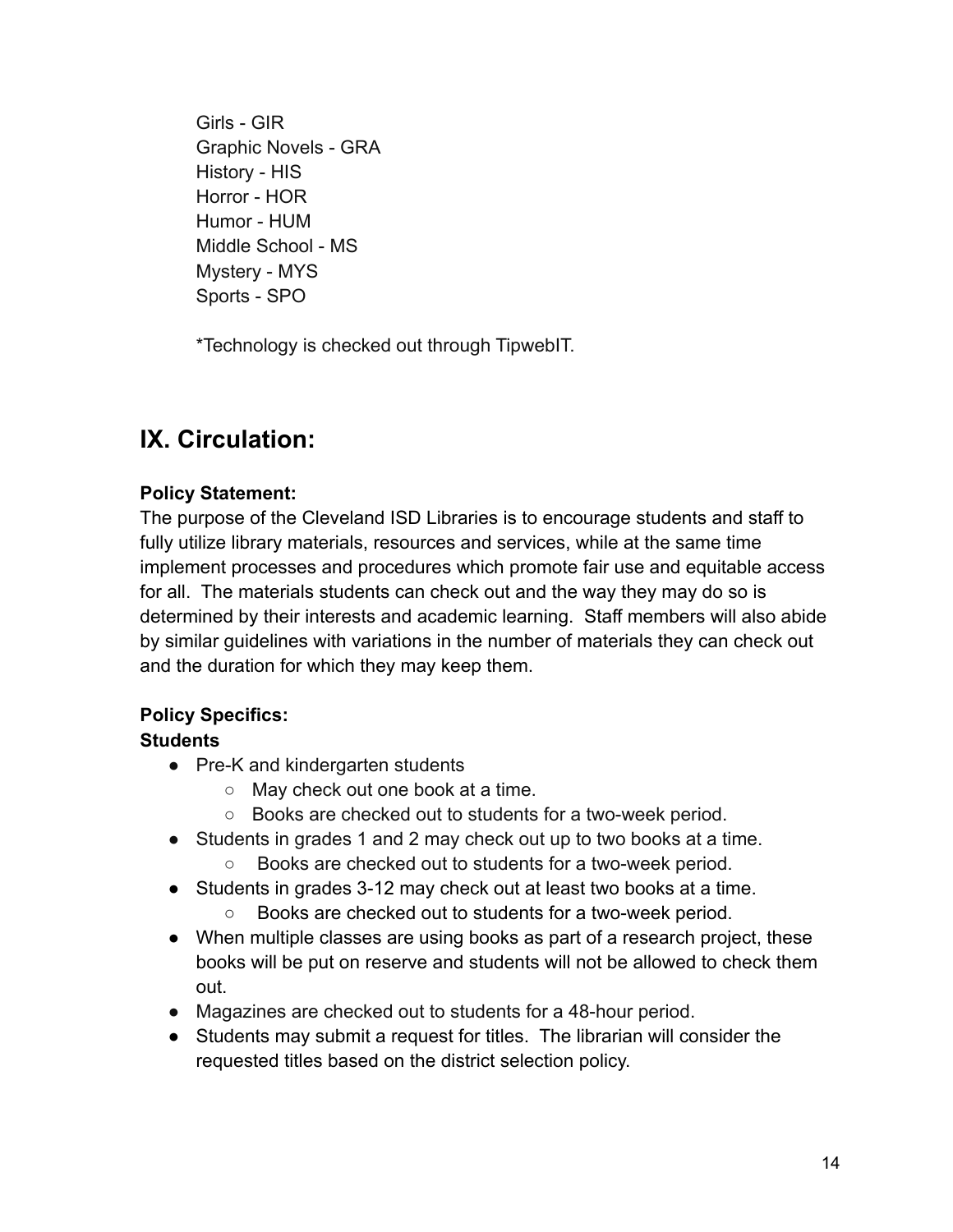Girls - GIR
Graphic Novels - GRA
History - HIS
Horror - HOR
Humor - HUM
Middle School - MS
Mystery - MYS
Sports - SPO

*Technology is checked out through TipwebIT.

## IX. Circulation:

**Policy Statement:**
The purpose of the Cleveland ISD Libraries is to encourage students and staff to fully utilize library materials, resources and services, while at the same time implement processes and procedures which promote fair use and equitable access for all. The materials students can check out and the way they may do so is determined by their interests and academic learning. Staff members will also abide by similar guidelines with variations in the number of materials they can check out and the duration for which they may keep them.

**Policy Specifics:**
**Students**

- Pre-K and kindergarten students
  - May check out one book at a time.
  - Books are checked out to students for a two-week period.
- Students in grades 1 and 2 may check out up to two books at a time.
  - Books are checked out to students for a two-week period.
- Students in grades 3-12 may check out at least two books at a time.
  - Books are checked out to students for a two-week period.
- When multiple classes are using books as part of a research project, these books will be put on reserve and students will not be allowed to check them out.
- Magazines are checked out to students for a 48-hour period.
- Students may submit a request for titles. The librarian will consider the requested titles based on the district selection policy.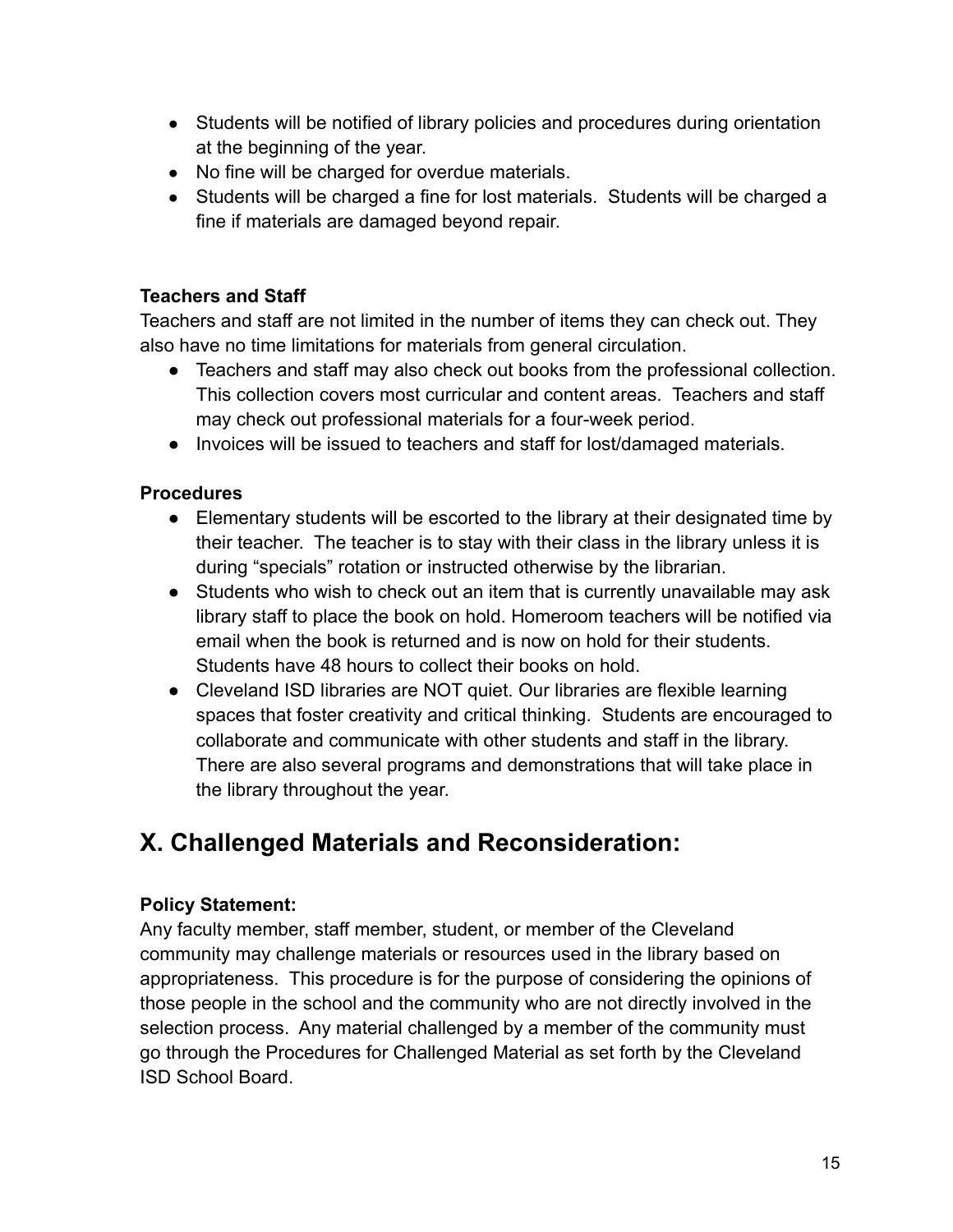- Students will be notified of library policies and procedures during orientation at the beginning of the year.
- No fine will be charged for overdue materials.
- Students will be charged a fine for lost materials. Students will be charged a fine if materials are damaged beyond repair.

**Teachers and Staff**

Teachers and staff are not limited in the number of items they can check out. They also have no time limitations for materials from general circulation.

- Teachers and staff may also check out books from the professional collection. This collection covers most curricular and content areas. Teachers and staff may check out professional materials for a four-week period.
- Invoices will be issued to teachers and staff for lost/damaged materials.

**Procedures**

- Elementary students will be escorted to the library at their designated time by their teacher. The teacher is to stay with their class in the library unless it is during "specials" rotation or instructed otherwise by the librarian.
- Students who wish to check out an item that is currently unavailable may ask library staff to place the book on hold. Homeroom teachers will be notified via email when the book is returned and is now on hold for their students. Students have 48 hours to collect their books on hold.
- Cleveland ISD libraries are NOT quiet. Our libraries are flexible learning spaces that foster creativity and critical thinking. Students are encouraged to collaborate and communicate with other students and staff in the library. There are also several programs and demonstrations that will take place in the library throughout the year.

## X. Challenged Materials and Reconsideration:

**Policy Statement:**

Any faculty member, staff member, student, or member of the Cleveland community may challenge materials or resources used in the library based on appropriateness. This procedure is for the purpose of considering the opinions of those people in the school and the community who are not directly involved in the selection process. Any material challenged by a member of the community must go through the Procedures for Challenged Material as set forth by the Cleveland ISD School Board.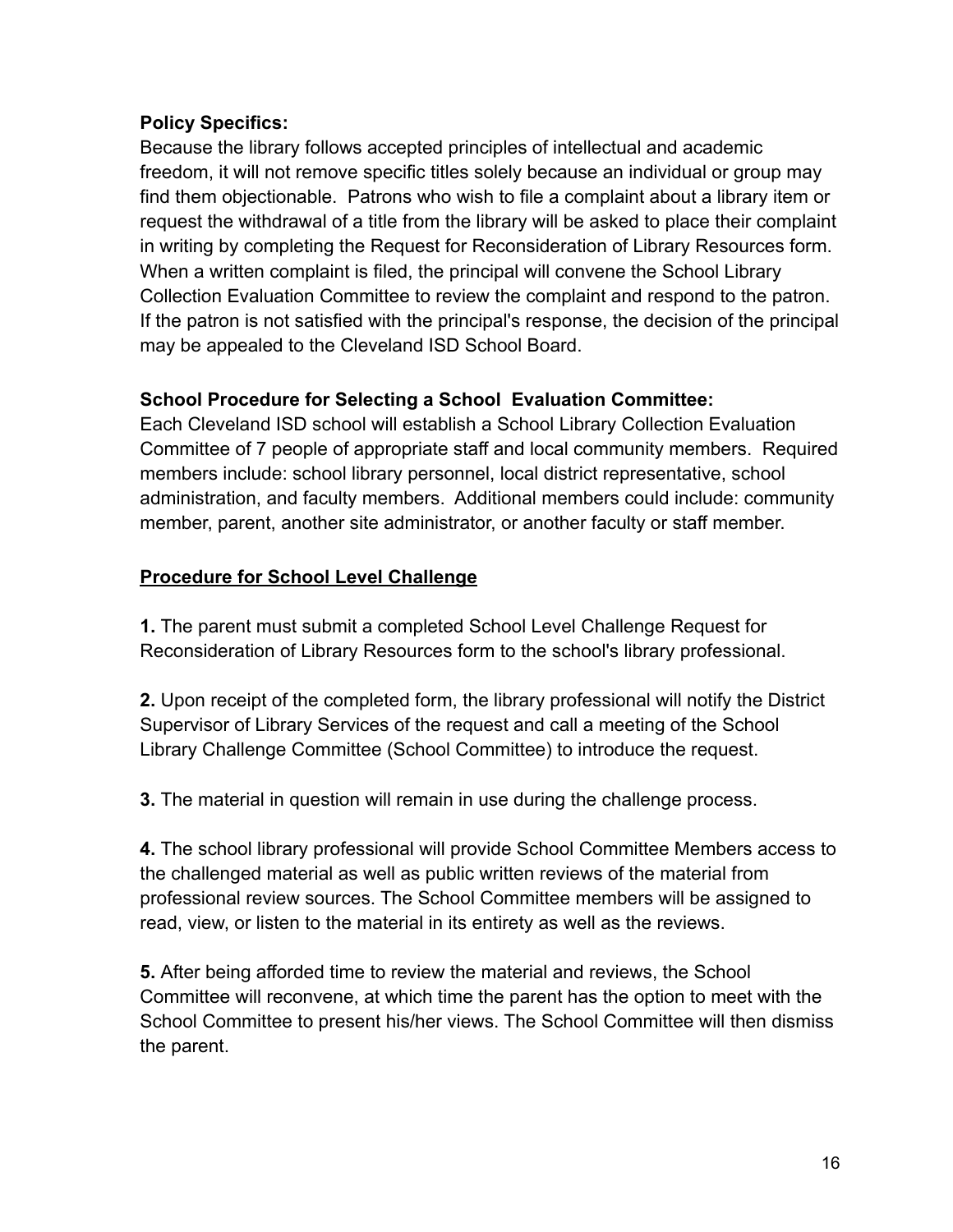**Policy Specifics:**
Because the library follows accepted principles of intellectual and academic freedom, it will not remove specific titles solely because an individual or group may find them objectionable. Patrons who wish to file a complaint about a library item or request the withdrawal of a title from the library will be asked to place their complaint in writing by completing the Request for Reconsideration of Library Resources form. When a written complaint is filed, the principal will convene the School Library Collection Evaluation Committee to review the complaint and respond to the patron. If the patron is not satisfied with the principal's response, the decision of the principal may be appealed to the Cleveland ISD School Board.

**School Procedure for Selecting a School Evaluation Committee:**
Each Cleveland ISD school will establish a School Library Collection Evaluation Committee of 7 people of appropriate staff and local community members. Required members include: school library personnel, local district representative, school administration, and faculty members. Additional members could include: community member, parent, another site administrator, or another faculty or staff member.

**Procedure for School Level Challenge**

**1.** The parent must submit a completed School Level Challenge Request for Reconsideration of Library Resources form to the school's library professional.

**2.** Upon receipt of the completed form, the library professional will notify the District Supervisor of Library Services of the request and call a meeting of the School Library Challenge Committee (School Committee) to introduce the request.

**3.** The material in question will remain in use during the challenge process.

**4.** The school library professional will provide School Committee Members access to the challenged material as well as public written reviews of the material from professional review sources. The School Committee members will be assigned to read, view, or listen to the material in its entirety as well as the reviews.

**5.** After being afforded time to review the material and reviews, the School Committee will reconvene, at which time the parent has the option to meet with the School Committee to present his/her views. The School Committee will then dismiss the parent.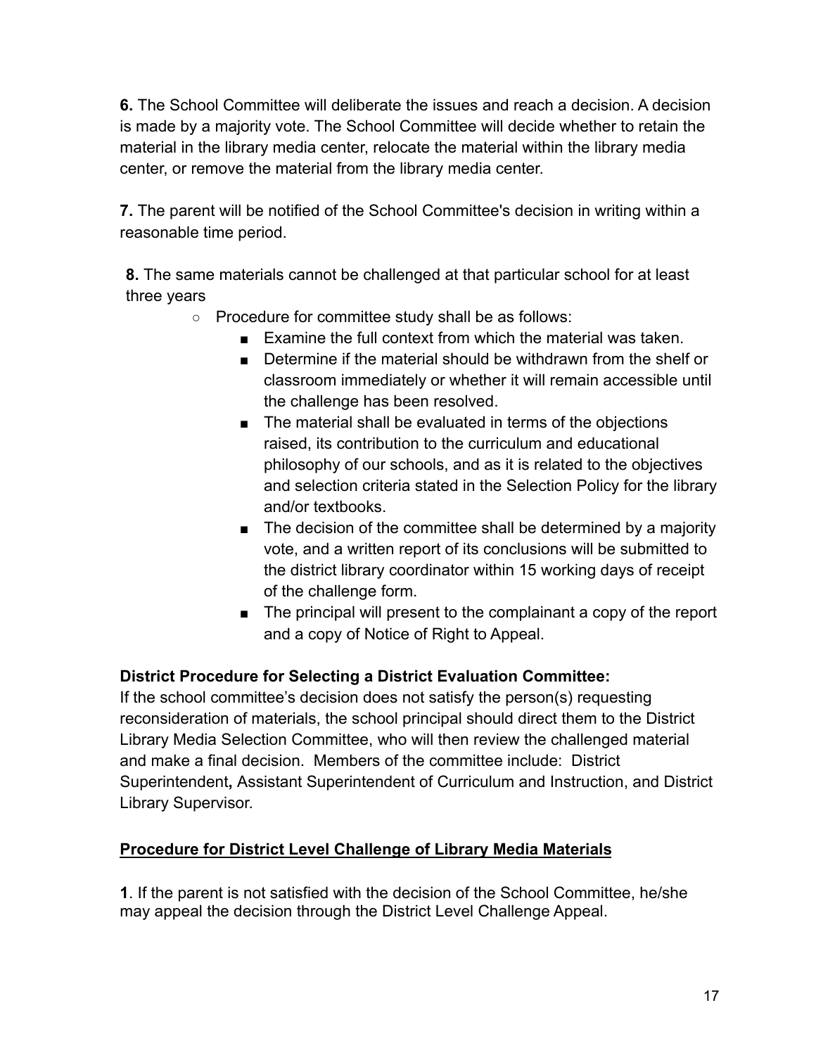**6.** The School Committee will deliberate the issues and reach a decision. A decision is made by a majority vote. The School Committee will decide whether to retain the material in the library media center, relocate the material within the library media center, or remove the material from the library media center.

**7.** The parent will be notified of the School Committee's decision in writing within a reasonable time period.

**8.** The same materials cannot be challenged at that particular school for at least three years

- Procedure for committee study shall be as follows:
    - Examine the full context from which the material was taken.
    - Determine if the material should be withdrawn from the shelf or classroom immediately or whether it will remain accessible until the challenge has been resolved.
    - The material shall be evaluated in terms of the objections raised, its contribution to the curriculum and educational philosophy of our schools, and as it is related to the objectives and selection criteria stated in the Selection Policy for the library and/or textbooks.
    - The decision of the committee shall be determined by a majority vote, and a written report of its conclusions will be submitted to the district library coordinator within 15 working days of receipt of the challenge form.
    - The principal will present to the complainant a copy of the report and a copy of Notice of Right to Appeal.

**District Procedure for Selecting a District Evaluation Committee:**
If the school committee's decision does not satisfy the person(s) requesting reconsideration of materials, the school principal should direct them to the District Library Media Selection Committee, who will then review the challenged material and make a final decision. Members of the committee include: District Superintendent**,** Assistant Superintendent of Curriculum and Instruction, and District Library Supervisor.

**<u>Procedure for District Level Challenge of Library Media Materials</u>**

**1**. If the parent is not satisfied with the decision of the School Committee, he/she may appeal the decision through the District Level Challenge Appeal.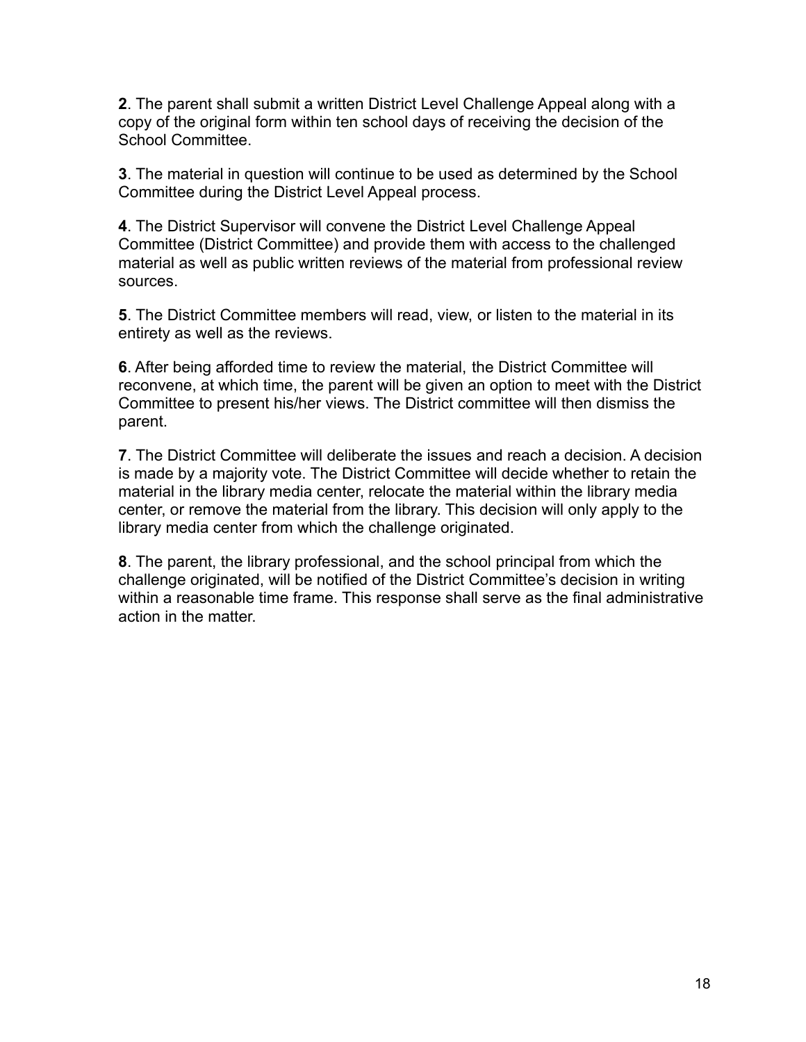**2**. The parent shall submit a written District Level Challenge Appeal along with a copy of the original form within ten school days of receiving the decision of the School Committee.

**3**. The material in question will continue to be used as determined by the School Committee during the District Level Appeal process.

**4**. The District Supervisor will convene the District Level Challenge Appeal Committee (District Committee) and provide them with access to the challenged material as well as public written reviews of the material from professional review sources.

**5**. The District Committee members will read, view, or listen to the material in its entirety as well as the reviews.

**6**. After being afforded time to review the material, the District Committee will reconvene, at which time, the parent will be given an option to meet with the District Committee to present his/her views. The District committee will then dismiss the parent.

**7**. The District Committee will deliberate the issues and reach a decision. A decision is made by a majority vote. The District Committee will decide whether to retain the material in the library media center, relocate the material within the library media center, or remove the material from the library. This decision will only apply to the library media center from which the challenge originated.

**8**. The parent, the library professional, and the school principal from which the challenge originated, will be notified of the District Committee's decision in writing within a reasonable time frame. This response shall serve as the final administrative action in the matter.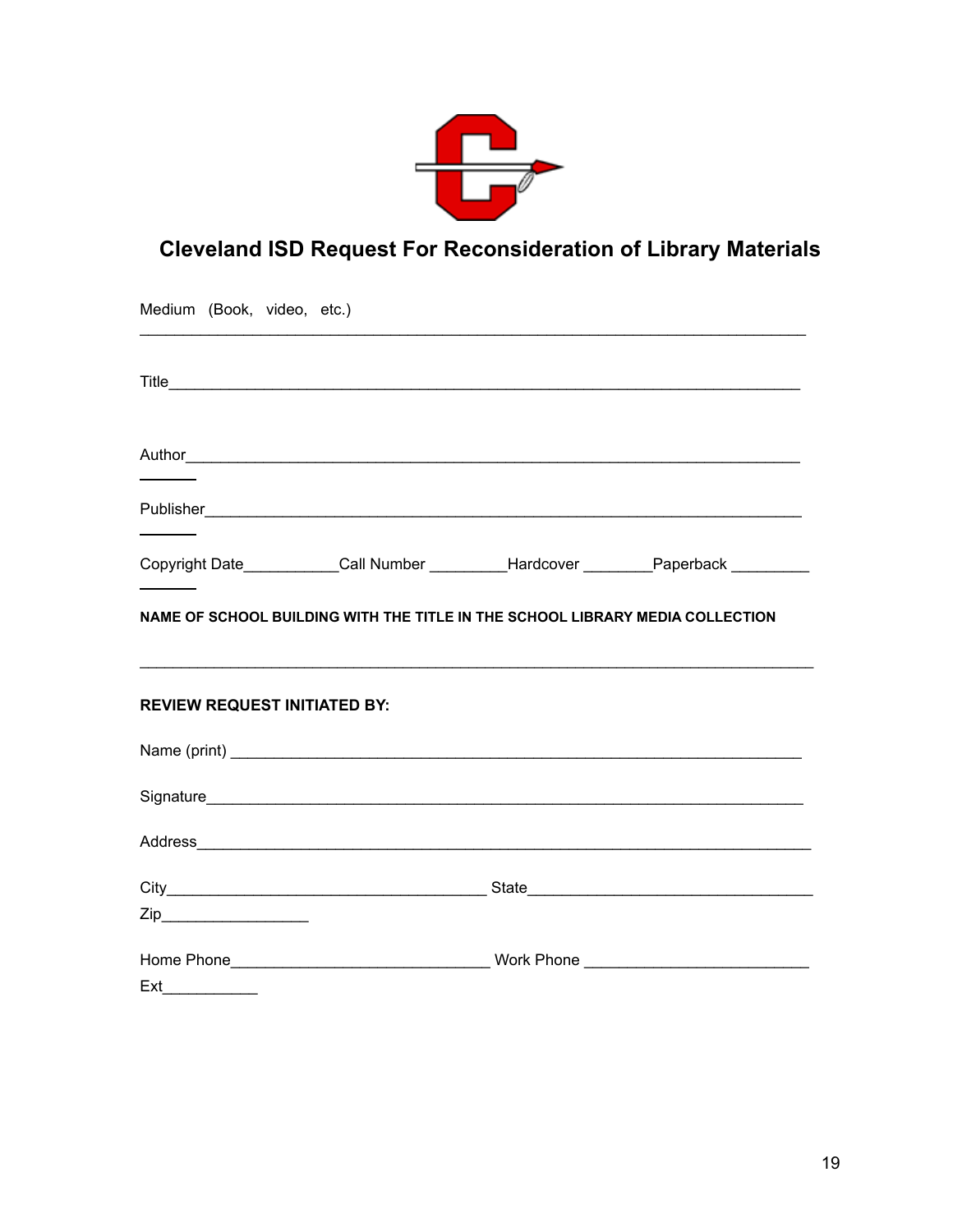# Cleveland ISD Request For Reconsideration of Library Materials

Medium (Book, video, etc.)
______________________________________________________________________________

Title______________________________________________________________________

Author_____________________________________________________________________

Publisher___________________________________________________________________

Copyright Date___________Call Number _________Hardcover ________Paperback _________

**NAME OF SCHOOL BUILDING WITH THE TITLE IN THE SCHOOL LIBRARY MEDIA COLLECTION**

______________________________________________________________________________

**REVIEW REQUEST INITIATED BY:**

Name (print) _________________________________________________________________

Signature____________________________________________________________________

Address_____________________________________________________________________

City_____________________________________ State_________________________________

Zip_________________

Home Phone______________________________ Work Phone __________________________

Ext___________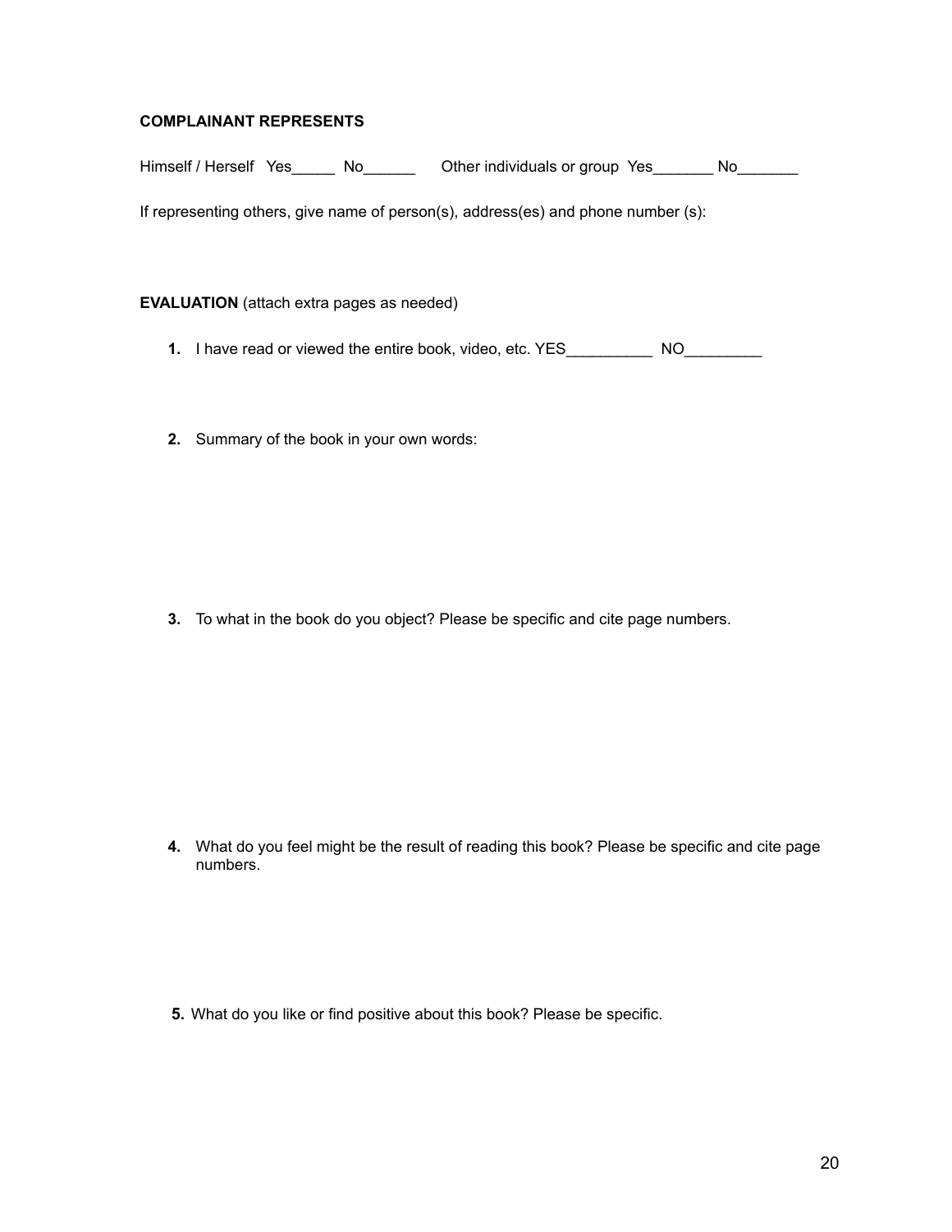**COMPLAINANT REPRESENTS**

Himself / Herself Yes_____ No______ Other individuals or group Yes_______ No_______

If representing others, give name of person(s), address(es) and phone number (s):

**EVALUATION** (attach extra pages as needed)

1. I have read or viewed the entire book, video, etc. YES__________ NO_________

2. Summary of the book in your own words:

3. To what in the book do you object? Please be specific and cite page numbers.

4. What do you feel might be the result of reading this book? Please be specific and cite page numbers.

5. What do you like or find positive about this book? Please be specific.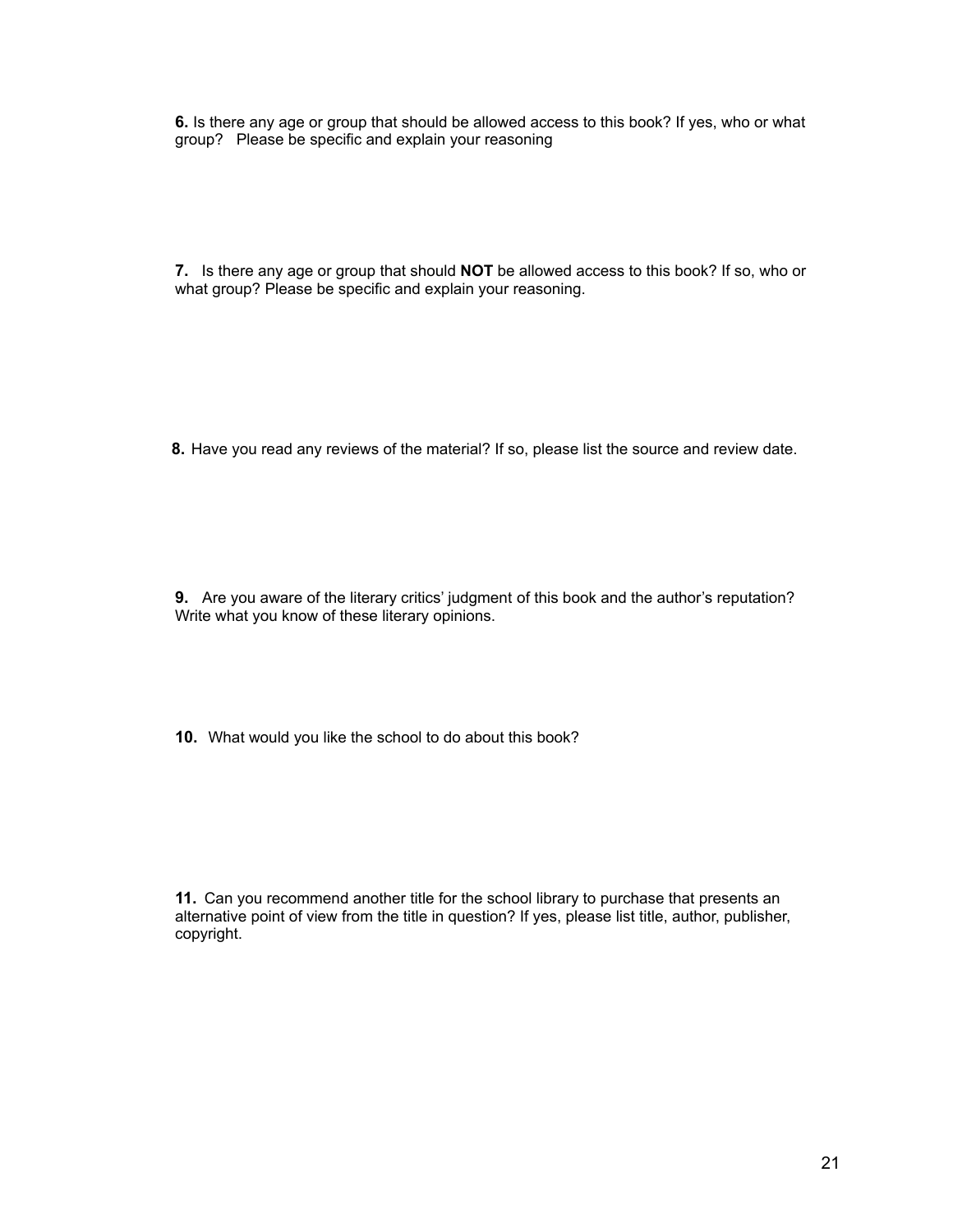**6.** Is there any age or group that should be allowed access to this book? If yes, who or what group?   Please be specific and explain your reasoning

**7.**   Is there any age or group that should **NOT** be allowed access to this book? If so, who or what group? Please be specific and explain your reasoning.

**8.** Have you read any reviews of the material? If so, please list the source and review date.

**9.**   Are you aware of the literary critics' judgment of this book and the author's reputation? Write what you know of these literary opinions.

**10.**  What would you like the school to do about this book?

**11.**  Can you recommend another title for the school library to purchase that presents an alternative point of view from the title in question? If yes, please list title, author, publisher, copyright.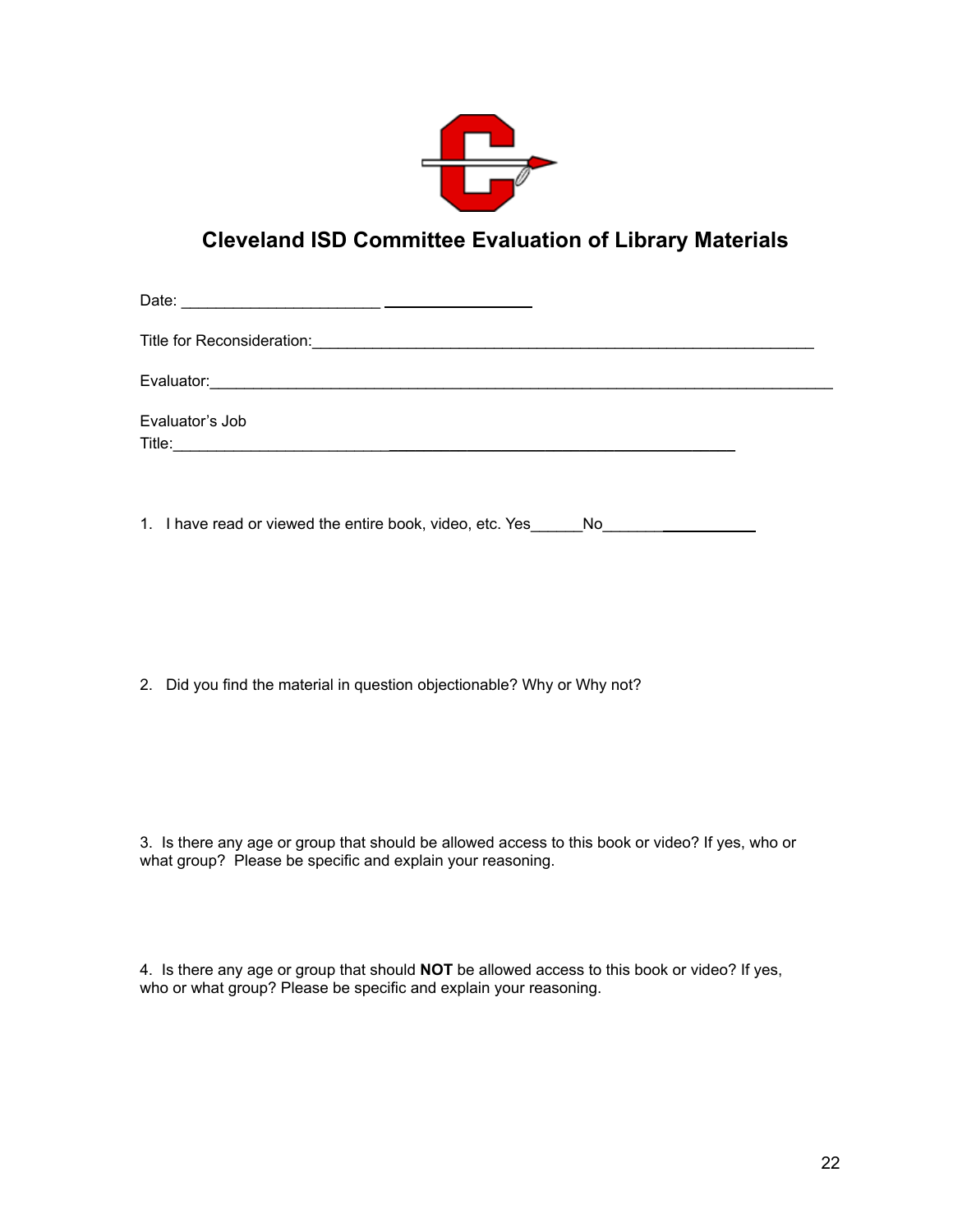# Cleveland ISD Committee Evaluation of Library Materials

Date: ______________________ ________________

Title for Reconsideration:_______________________________________________________

Evaluator:_______________________________________________________________

Evaluator's Job Title:_________________________________________________________

1. I have read or viewed the entire book, video, etc. Yes______No_______

2. Did you find the material in question objectionable? Why or Why not?

3. Is there any age or group that should be allowed access to this book or video? If yes, who or what group? Please be specific and explain your reasoning.

4. Is there any age or group that should **NOT** be allowed access to this book or video? If yes, who or what group? Please be specific and explain your reasoning.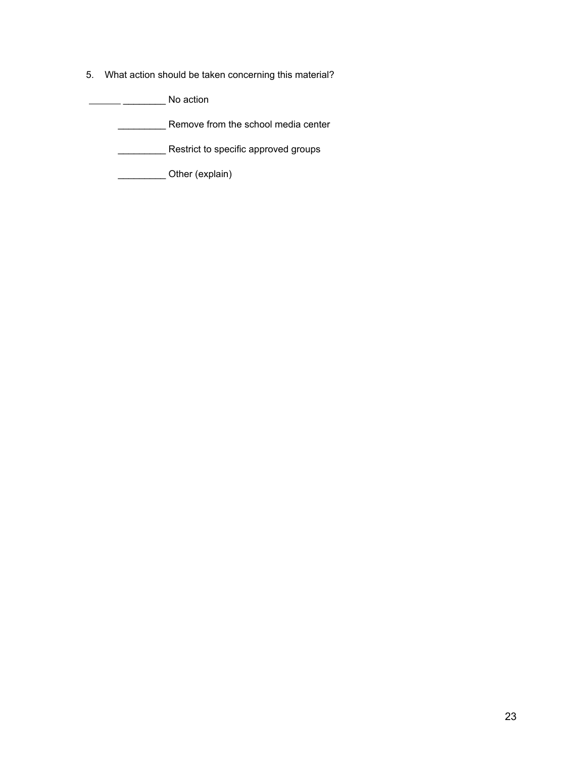5. What action should be taken concerning this material?

______ ________ No action

_________ Remove from the school media center

_________ Restrict to specific approved groups

_________ Other (explain)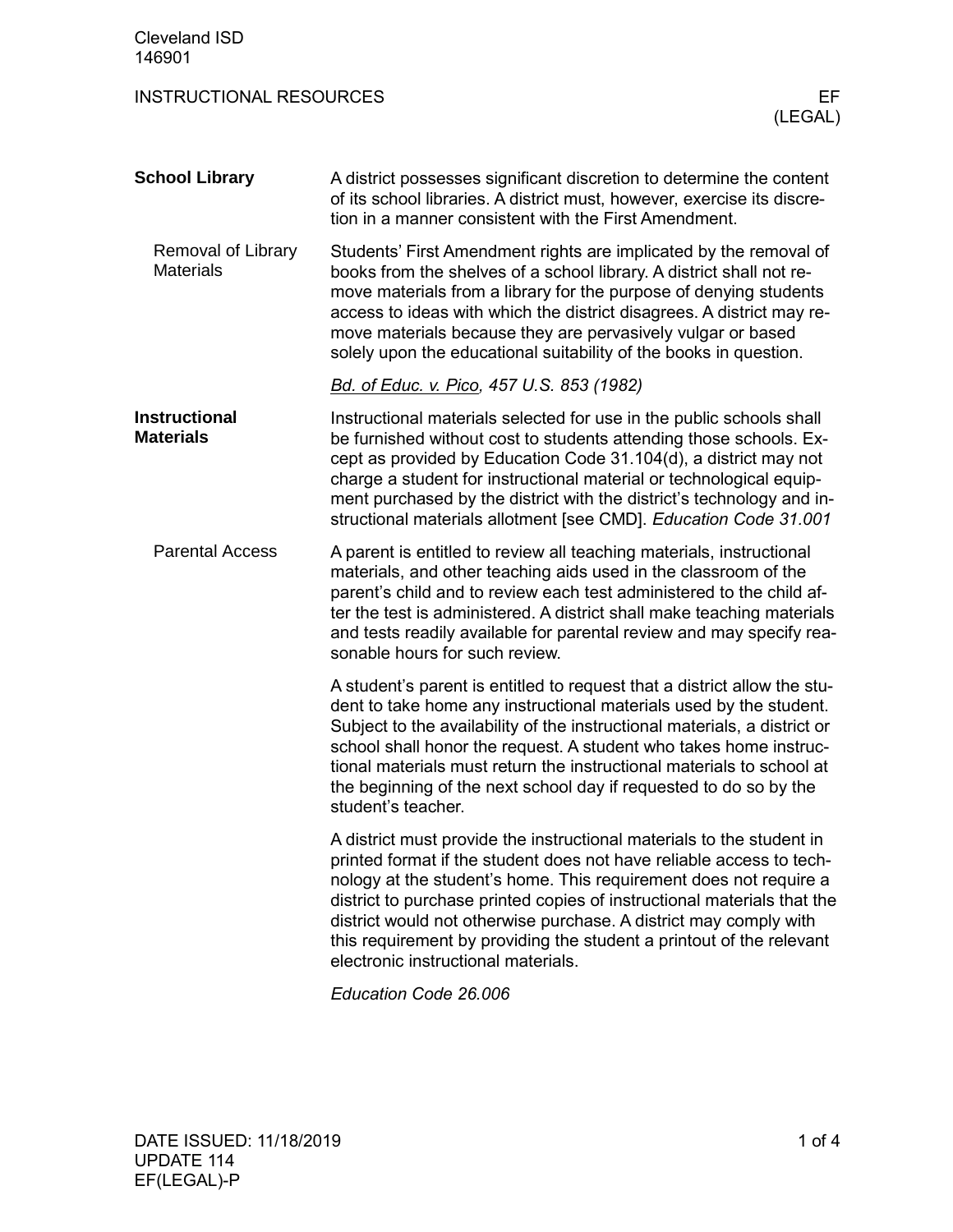## School Library

A district possesses significant discretion to determine the content of its school libraries. A district must, however, exercise its discretion in a manner consistent with the First Amendment.

### Removal of Library Materials

Students' First Amendment rights are implicated by the removal of books from the shelves of a school library. A district shall not remove materials from a library for the purpose of denying students access to ideas with which the district disagrees. A district may remove materials because they are pervasively vulgar or based solely upon the educational suitability of the books in question.

*Bd. of Educ. v. Pico, 457 U.S. 853 (1982)*

## Instructional Materials

Instructional materials selected for use in the public schools shall be furnished without cost to students attending those schools. Except as provided by Education Code 31.104(d), a district may not charge a student for instructional material or technological equipment purchased by the district with the district's technology and instructional materials allotment [see CMD]. *Education Code 31.001*

### Parental Access

A parent is entitled to review all teaching materials, instructional materials, and other teaching aids used in the classroom of the parent's child and to review each test administered to the child after the test is administered. A district shall make teaching materials and tests readily available for parental review and may specify reasonable hours for such review.

A student's parent is entitled to request that a district allow the student to take home any instructional materials used by the student. Subject to the availability of the instructional materials, a district or school shall honor the request. A student who takes home instructional materials must return the instructional materials to school at the beginning of the next school day if requested to do so by the student's teacher.

A district must provide the instructional materials to the student in printed format if the student does not have reliable access to technology at the student's home. This requirement does not require a district to purchase printed copies of instructional materials that the district would not otherwise purchase. A district may comply with this requirement by providing the student a printout of the relevant electronic instructional materials.

*Education Code 26.006*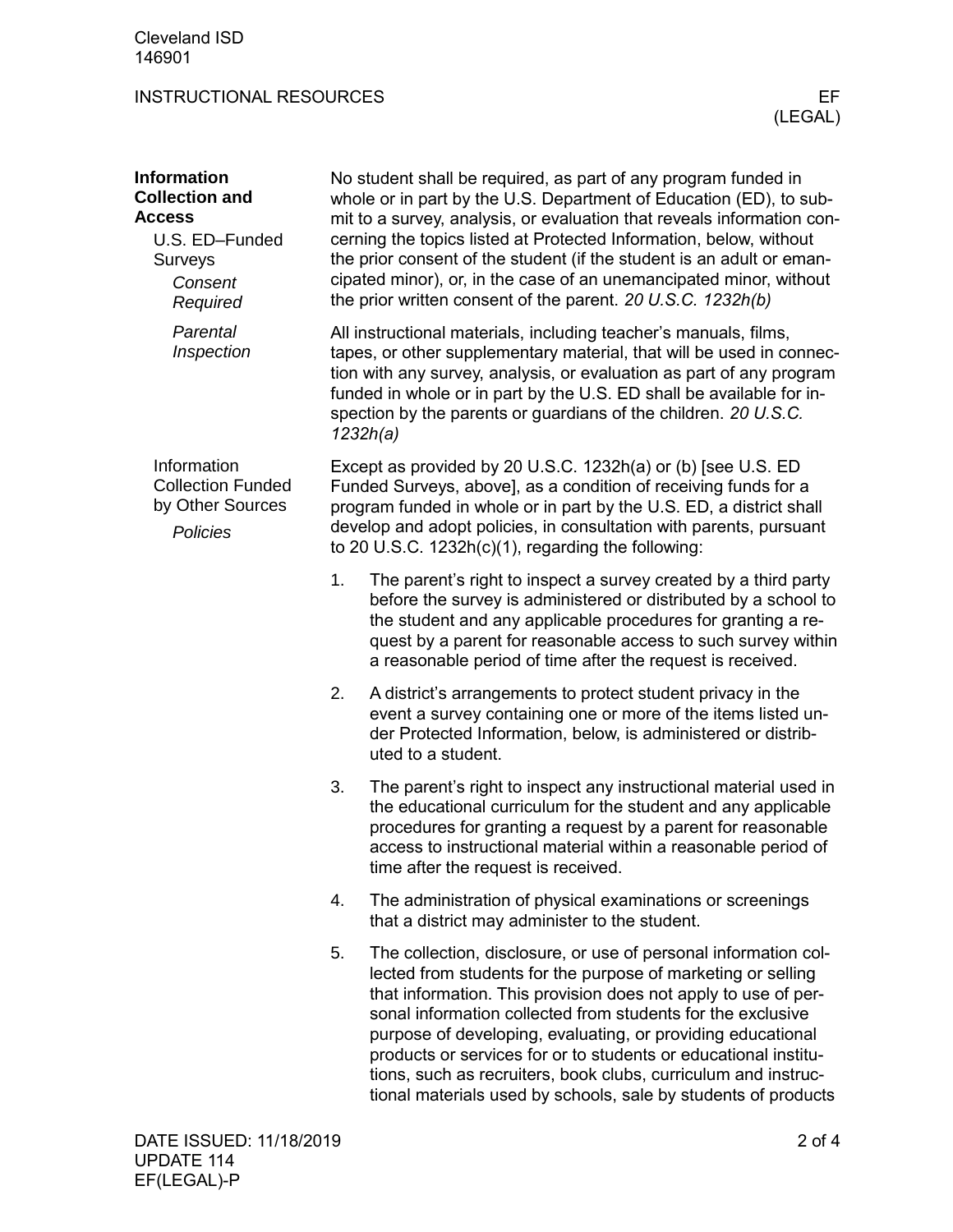## Information Collection and Access

### U.S. ED–Funded Surveys

#### *Consent Required*

No student shall be required, as part of any program funded in whole or in part by the U.S. Department of Education (ED), to submit to a survey, analysis, or evaluation that reveals information concerning the topics listed at Protected Information, below, without the prior consent of the student (if the student is an adult or emancipated minor), or, in the case of an unemancipated minor, without the prior written consent of the parent. *20 U.S.C. 1232h(b)*

#### *Parental Inspection*

All instructional materials, including teacher's manuals, films, tapes, or other supplementary material, that will be used in connection with any survey, analysis, or evaluation as part of any program funded in whole or in part by the U.S. ED shall be available for inspection by the parents or guardians of the children. *20 U.S.C. 1232h(a)*

### Information Collection Funded by Other Sources

#### *Policies*

Except as provided by 20 U.S.C. 1232h(a) or (b) [see U.S. ED Funded Surveys, above], as a condition of receiving funds for a program funded in whole or in part by the U.S. ED, a district shall develop and adopt policies, in consultation with parents, pursuant to 20 U.S.C. 1232h(c)(1), regarding the following:

1. The parent's right to inspect a survey created by a third party before the survey is administered or distributed by a school to the student and any applicable procedures for granting a request by a parent for reasonable access to such survey within a reasonable period of time after the request is received.
2. A district's arrangements to protect student privacy in the event a survey containing one or more of the items listed under Protected Information, below, is administered or distributed to a student.
3. The parent's right to inspect any instructional material used in the educational curriculum for the student and any applicable procedures for granting a request by a parent for reasonable access to instructional material within a reasonable period of time after the request is received.
4. The administration of physical examinations or screenings that a district may administer to the student.
5. The collection, disclosure, or use of personal information collected from students for the purpose of marketing or selling that information. This provision does not apply to use of personal information collected from students for the exclusive purpose of developing, evaluating, or providing educational products or services for or to students or educational institutions, such as recruiters, book clubs, curriculum and instructional materials used by schools, sale by students of products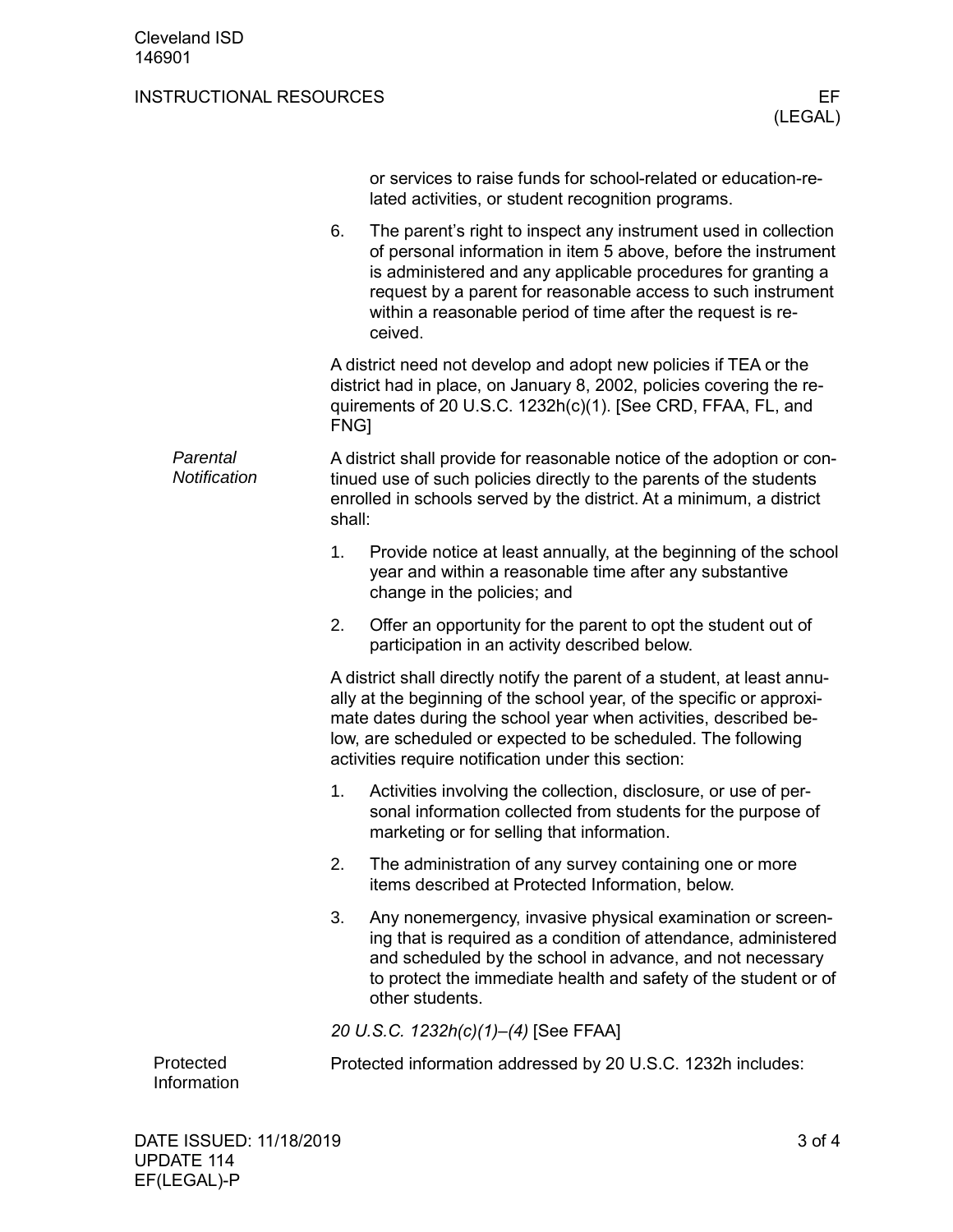or services to raise funds for school-related or education-related activities, or student recognition programs.

6. The parent's right to inspect any instrument used in collection of personal information in item 5 above, before the instrument is administered and any applicable procedures for granting a request by a parent for reasonable access to such instrument within a reasonable period of time after the request is received.

A district need not develop and adopt new policies if TEA or the district had in place, on January 8, 2002, policies covering the requirements of 20 U.S.C. 1232h(c)(1). [See CRD, FFAA, FL, and FNG]

*Parental Notification*

A district shall provide for reasonable notice of the adoption or continued use of such policies directly to the parents of the students enrolled in schools served by the district. At a minimum, a district shall:

1. Provide notice at least annually, at the beginning of the school year and within a reasonable time after any substantive change in the policies; and
2. Offer an opportunity for the parent to opt the student out of participation in an activity described below.

A district shall directly notify the parent of a student, at least annually at the beginning of the school year, of the specific or approximate dates during the school year when activities, described below, are scheduled or expected to be scheduled. The following activities require notification under this section:

1. Activities involving the collection, disclosure, or use of personal information collected from students for the purpose of marketing or for selling that information.
2. The administration of any survey containing one or more items described at Protected Information, below.
3. Any nonemergency, invasive physical examination or screening that is required as a condition of attendance, administered and scheduled by the school in advance, and not necessary to protect the immediate health and safety of the student or of other students.

*20 U.S.C. 1232h(c)(1)–(4)* [See FFAA]

Protected Information

Protected information addressed by 20 U.S.C. 1232h includes: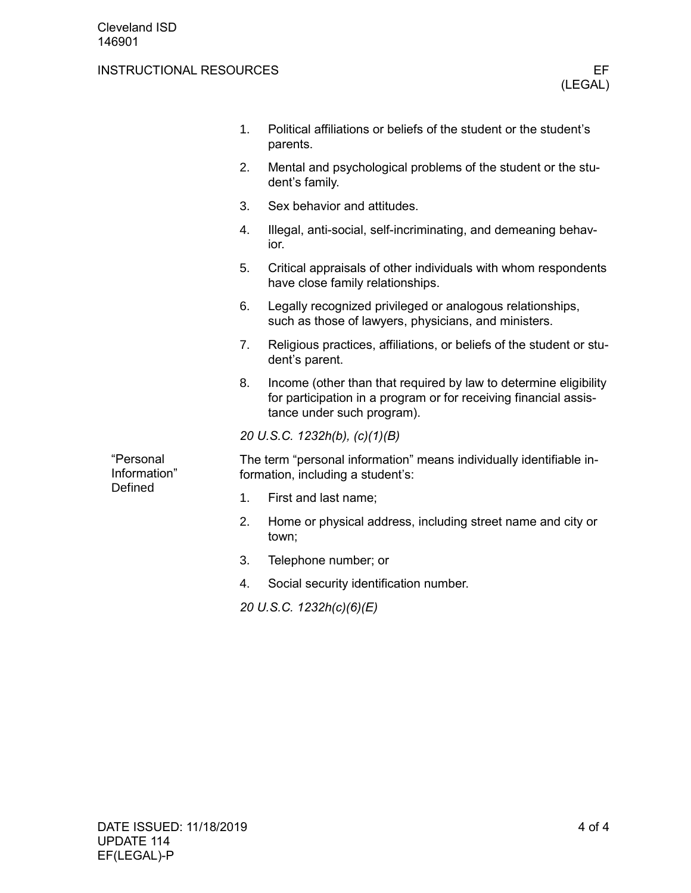1. Political affiliations or beliefs of the student or the student's parents.
2. Mental and psychological problems of the student or the student's family.
3. Sex behavior and attitudes.
4. Illegal, anti-social, self-incriminating, and demeaning behavior.
5. Critical appraisals of other individuals with whom respondents have close family relationships.
6. Legally recognized privileged or analogous relationships, such as those of lawyers, physicians, and ministers.
7. Religious practices, affiliations, or beliefs of the student or student's parent.
8. Income (other than that required by law to determine eligibility for participation in a program or for receiving financial assistance under such program).

*20 U.S.C. 1232h(b), (c)(1)(B)*

## "Personal Information" Defined

The term "personal information" means individually identifiable information, including a student's:

1. First and last name;
2. Home or physical address, including street name and city or town;
3. Telephone number; or
4. Social security identification number.

*20 U.S.C. 1232h(c)(6)(E)*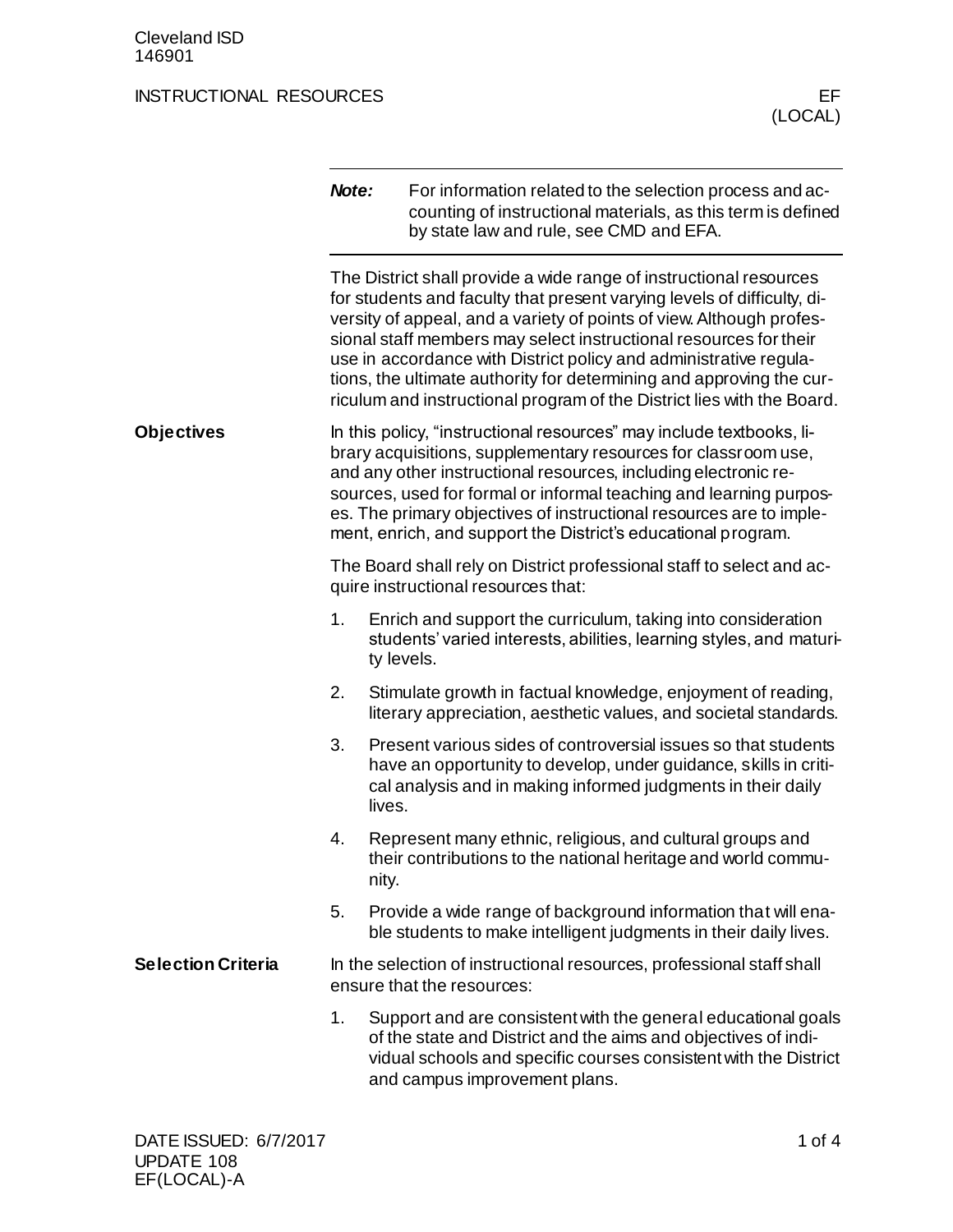Cleveland ISD
146901

INSTRUCTIONAL RESOURCES

EF (LOCAL)

---

***Note:*** For information related to the selection process and accounting of instructional materials, as this term is defined by state law and rule, see CMD and EFA.

---

The District shall provide a wide range of instructional resources for students and faculty that present varying levels of difficulty, diversity of appeal, and a variety of points of view. Although professional staff members may select instructional resources for their use in accordance with District policy and administrative regulations, the ultimate authority for determining and approving the curriculum and instructional program of the District lies with the Board.

## Objectives

In this policy, "instructional resources" may include textbooks, library acquisitions, supplementary resources for classroom use, and any other instructional resources, including electronic resources, used for formal or informal teaching and learning purposes. The primary objectives of instructional resources are to implement, enrich, and support the District's educational program.

The Board shall rely on District professional staff to select and acquire instructional resources that:

1. Enrich and support the curriculum, taking into consideration students' varied interests, abilities, learning styles, and maturity levels.
2. Stimulate growth in factual knowledge, enjoyment of reading, literary appreciation, aesthetic values, and societal standards.
3. Present various sides of controversial issues so that students have an opportunity to develop, under guidance, skills in critical analysis and in making informed judgments in their daily lives.
4. Represent many ethnic, religious, and cultural groups and their contributions to the national heritage and world community.
5. Provide a wide range of background information that will enable students to make intelligent judgments in their daily lives.

## Selection Criteria

In the selection of instructional resources, professional staff shall ensure that the resources:

1. Support and are consistent with the general educational goals of the state and District and the aims and objectives of individual schools and specific courses consistent with the District and campus improvement plans.

DATE ISSUED: 6/7/2017
UPDATE 108
EF(LOCAL)-A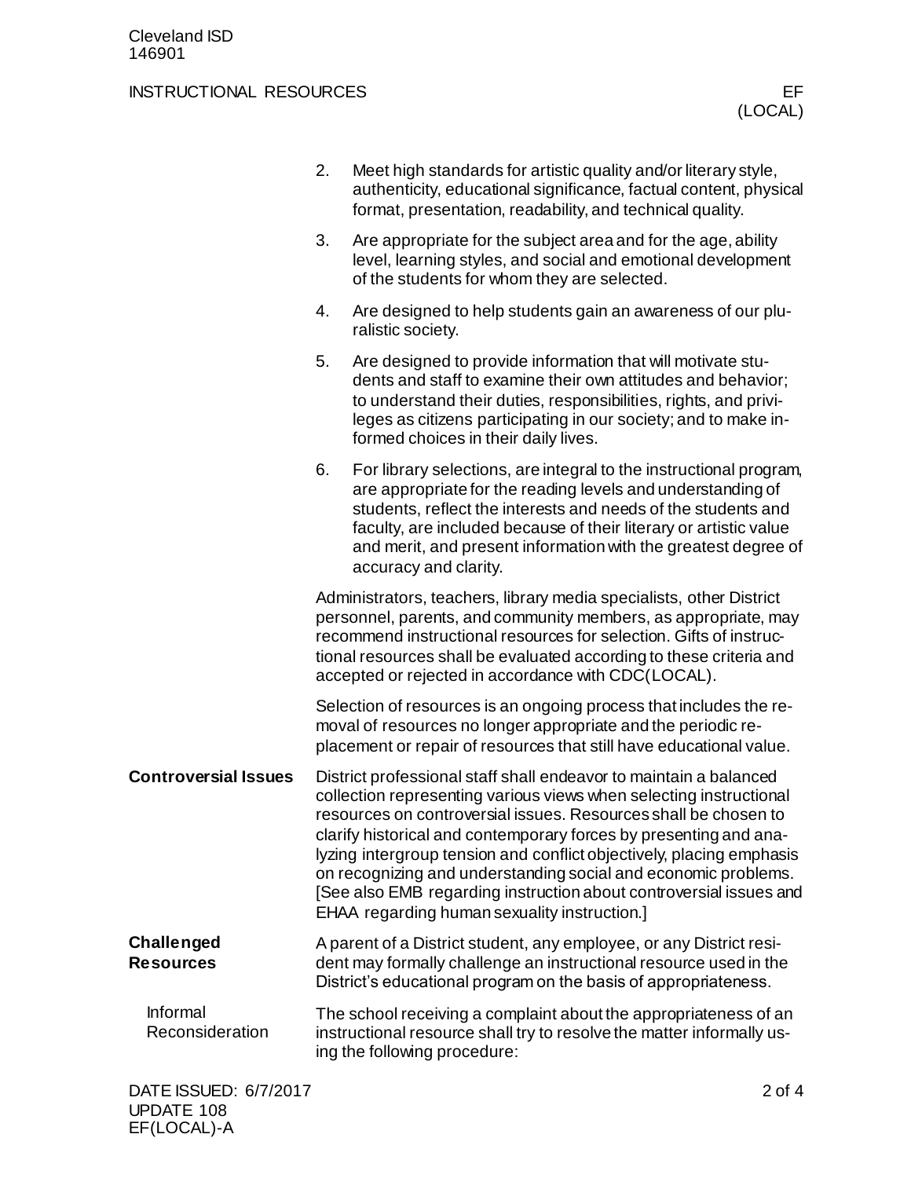2. Meet high standards for artistic quality and/or literary style, authenticity, educational significance, factual content, physical format, presentation, readability, and technical quality.
3. Are appropriate for the subject area and for the age, ability level, learning styles, and social and emotional development of the students for whom they are selected.
4. Are designed to help students gain an awareness of our pluralistic society.
5. Are designed to provide information that will motivate students and staff to examine their own attitudes and behavior; to understand their duties, responsibilities, rights, and privileges as citizens participating in our society; and to make informed choices in their daily lives.
6. For library selections, are integral to the instructional program, are appropriate for the reading levels and understanding of students, reflect the interests and needs of the students and faculty, are included because of their literary or artistic value and merit, and present information with the greatest degree of accuracy and clarity.

Administrators, teachers, library media specialists, other District personnel, parents, and community members, as appropriate, may recommend instructional resources for selection. Gifts of instructional resources shall be evaluated according to these criteria and accepted or rejected in accordance with CDC(LOCAL).

Selection of resources is an ongoing process that includes the removal of resources no longer appropriate and the periodic replacement or repair of resources that still have educational value.

## Controversial Issues

District professional staff shall endeavor to maintain a balanced collection representing various views when selecting instructional resources on controversial issues. Resources shall be chosen to clarify historical and contemporary forces by presenting and analyzing intergroup tension and conflict objectively, placing emphasis on recognizing and understanding social and economic problems. [See also EMB regarding instruction about controversial issues and EHAA regarding human sexuality instruction.]

## Challenged Resources

A parent of a District student, any employee, or any District resident may formally challenge an instructional resource used in the District's educational program on the basis of appropriateness.

### Informal Reconsideration

The school receiving a complaint about the appropriateness of an instructional resource shall try to resolve the matter informally using the following procedure: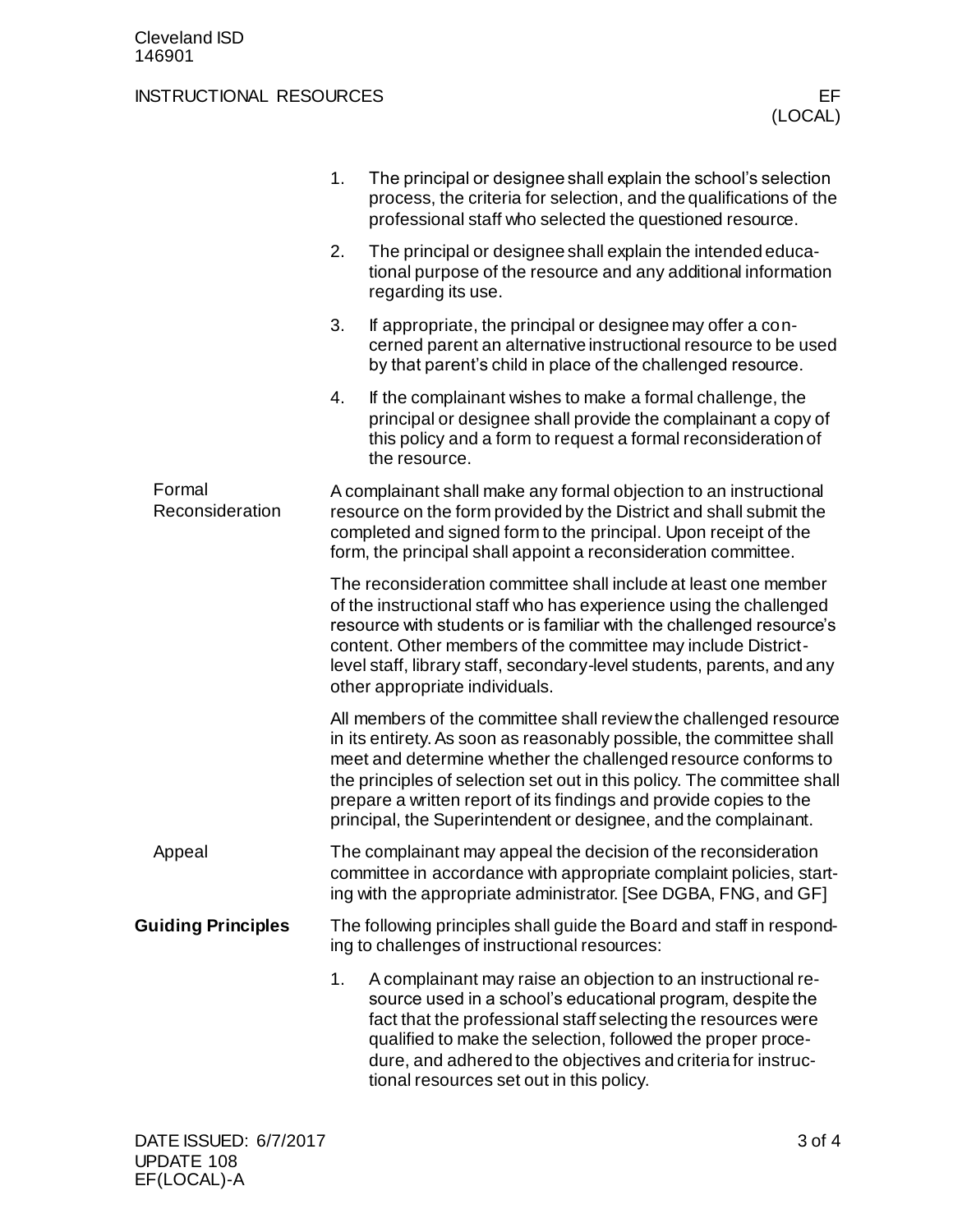1. The principal or designee shall explain the school's selection process, the criteria for selection, and the qualifications of the professional staff who selected the questioned resource.
2. The principal or designee shall explain the intended educational purpose of the resource and any additional information regarding its use.
3. If appropriate, the principal or designee may offer a concerned parent an alternative instructional resource to be used by that parent's child in place of the challenged resource.
4. If the complainant wishes to make a formal challenge, the principal or designee shall provide the complainant a copy of this policy and a form to request a formal reconsideration of the resource.

### Formal Reconsideration

A complainant shall make any formal objection to an instructional resource on the form provided by the District and shall submit the completed and signed form to the principal. Upon receipt of the form, the principal shall appoint a reconsideration committee.

The reconsideration committee shall include at least one member of the instructional staff who has experience using the challenged resource with students or is familiar with the challenged resource's content. Other members of the committee may include District-level staff, library staff, secondary-level students, parents, and any other appropriate individuals.

All members of the committee shall review the challenged resource in its entirety. As soon as reasonably possible, the committee shall meet and determine whether the challenged resource conforms to the principles of selection set out in this policy. The committee shall prepare a written report of its findings and provide copies to the principal, the Superintendent or designee, and the complainant.

### Appeal

The complainant may appeal the decision of the reconsideration committee in accordance with appropriate complaint policies, starting with the appropriate administrator. [See DGBA, FNG, and GF]

## Guiding Principles

The following principles shall guide the Board and staff in responding to challenges of instructional resources:

1. A complainant may raise an objection to an instructional resource used in a school's educational program, despite the fact that the professional staff selecting the resources were qualified to make the selection, followed the proper procedure, and adhered to the objectives and criteria for instructional resources set out in this policy.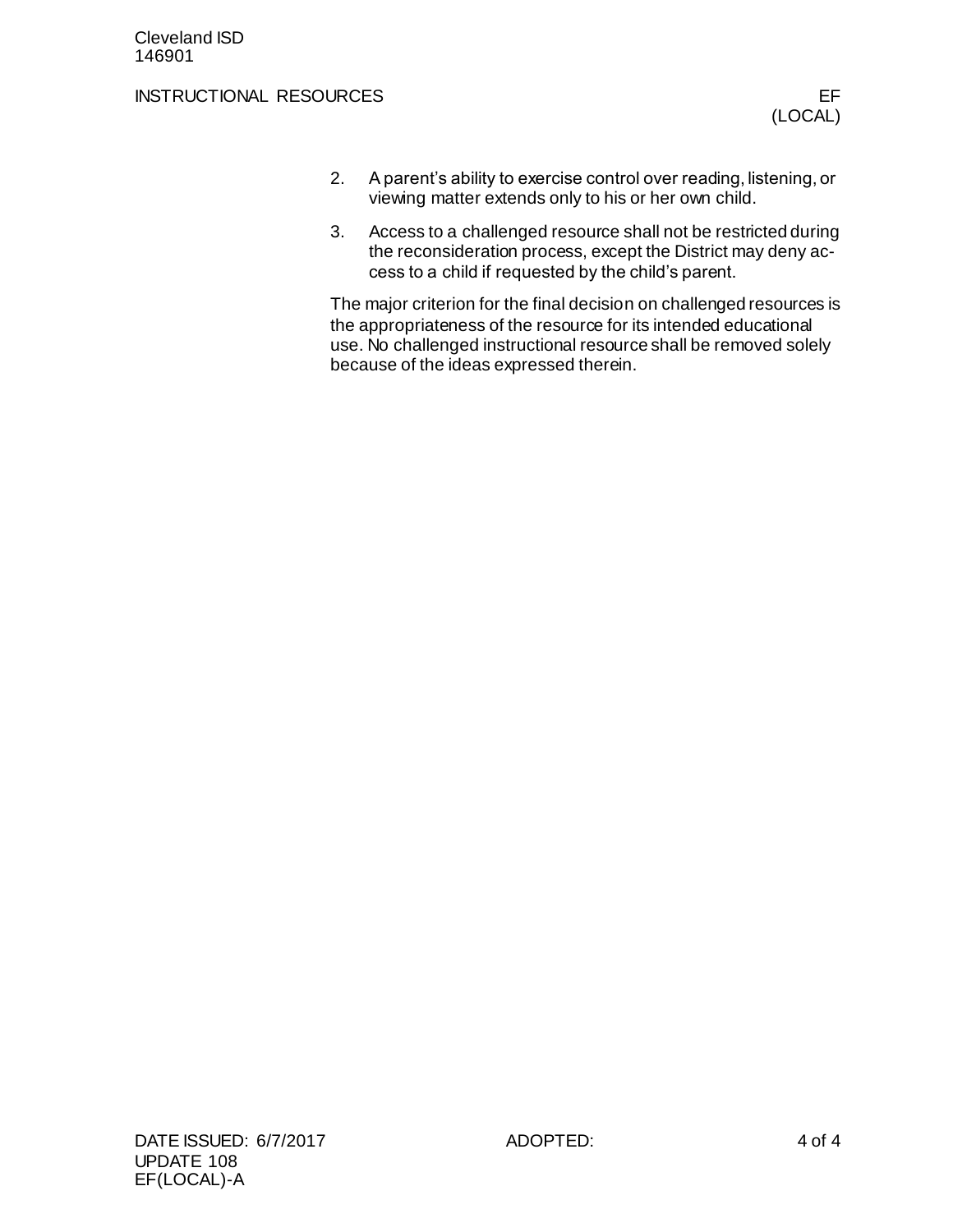2. A parent's ability to exercise control over reading, listening, or viewing matter extends only to his or her own child.
3. Access to a challenged resource shall not be restricted during the reconsideration process, except the District may deny access to a child if requested by the child's parent.

The major criterion for the final decision on challenged resources is the appropriateness of the resource for its intended educational use. No challenged instructional resource shall be removed solely because of the ideas expressed therein.